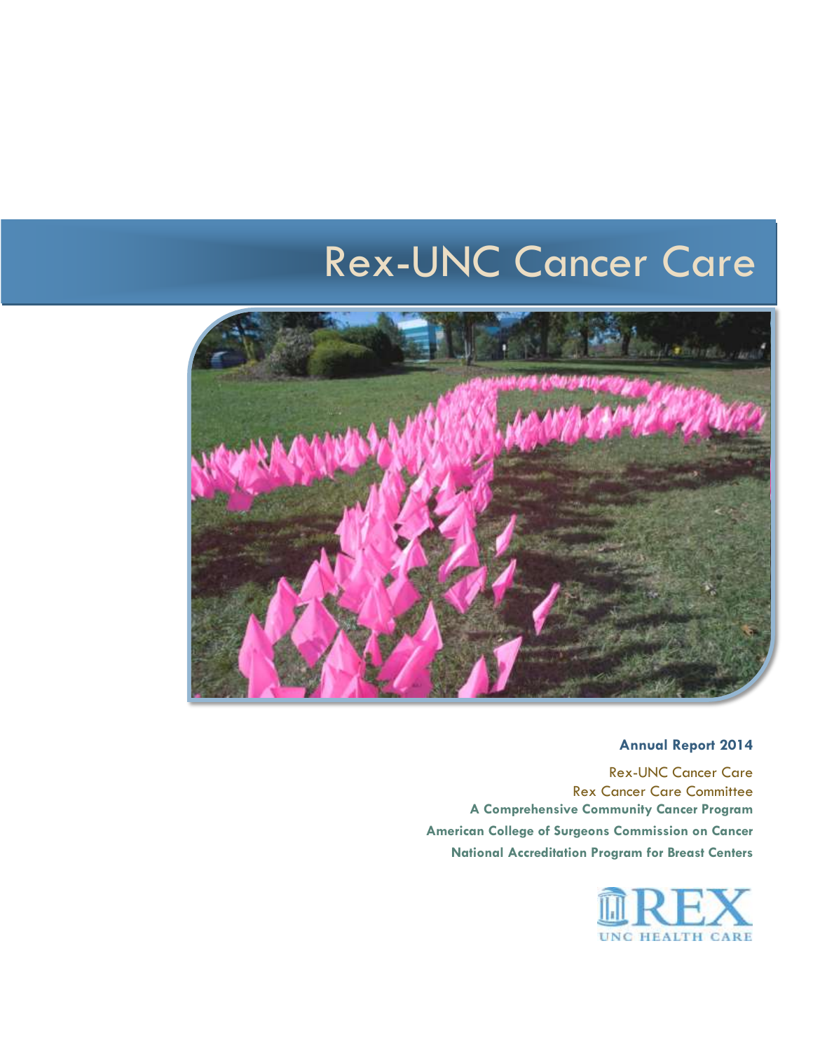# Rex-UNC Cancer Care

**Annual Report 2014**

Rex-UNC Cancer Care
Rex Cancer Care Committee
**A Comprehensive Community Cancer Program**
**American College of Surgeons Commission on Cancer**
**National Accreditation Program for Breast Centers**

REX
UNC HEALTH CARE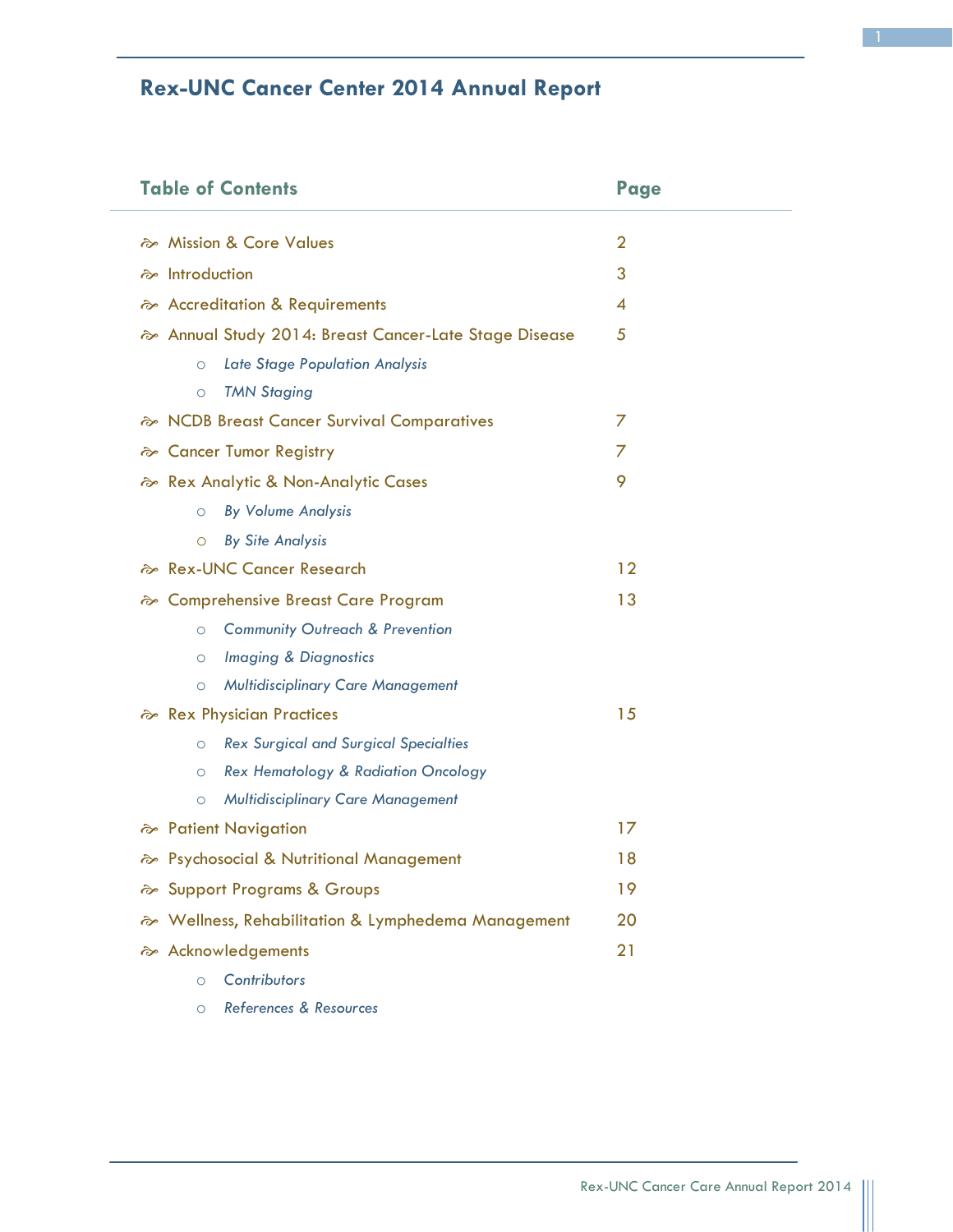# Rex-UNC Cancer Center 2014 Annual Report

| Table of Contents | Page |
|---|---|
| Mission & Core Values | 2 |
| Introduction | 3 |
| Accreditation & Requirements | 4 |
| Annual Study 2014: Breast Cancer-Late Stage Disease | 5 |
| ○ *Late Stage Population Analysis* | |
| ○ *TMN Staging* | |
| NCDB Breast Cancer Survival Comparatives | 7 |
| Cancer Tumor Registry | 7 |
| Rex Analytic & Non-Analytic Cases | 9 |
| ○ *By Volume Analysis* | |
| ○ *By Site Analysis* | |
| Rex-UNC Cancer Research | 12 |
| Comprehensive Breast Care Program | 13 |
| ○ *Community Outreach & Prevention* | |
| ○ *Imaging & Diagnostics* | |
| ○ *Multidisciplinary Care Management* | |
| Rex Physician Practices | 15 |
| ○ *Rex Surgical and Surgical Specialties* | |
| ○ *Rex Hematology & Radiation Oncology* | |
| ○ *Multidisciplinary Care Management* | |
| Patient Navigation | 17 |
| Psychosocial & Nutritional Management | 18 |
| Support Programs & Groups | 19 |
| Wellness, Rehabilitation & Lymphedema Management | 20 |
| Acknowledgements | 21 |
| ○ *Contributors* | |
| ○ *References & Resources* | |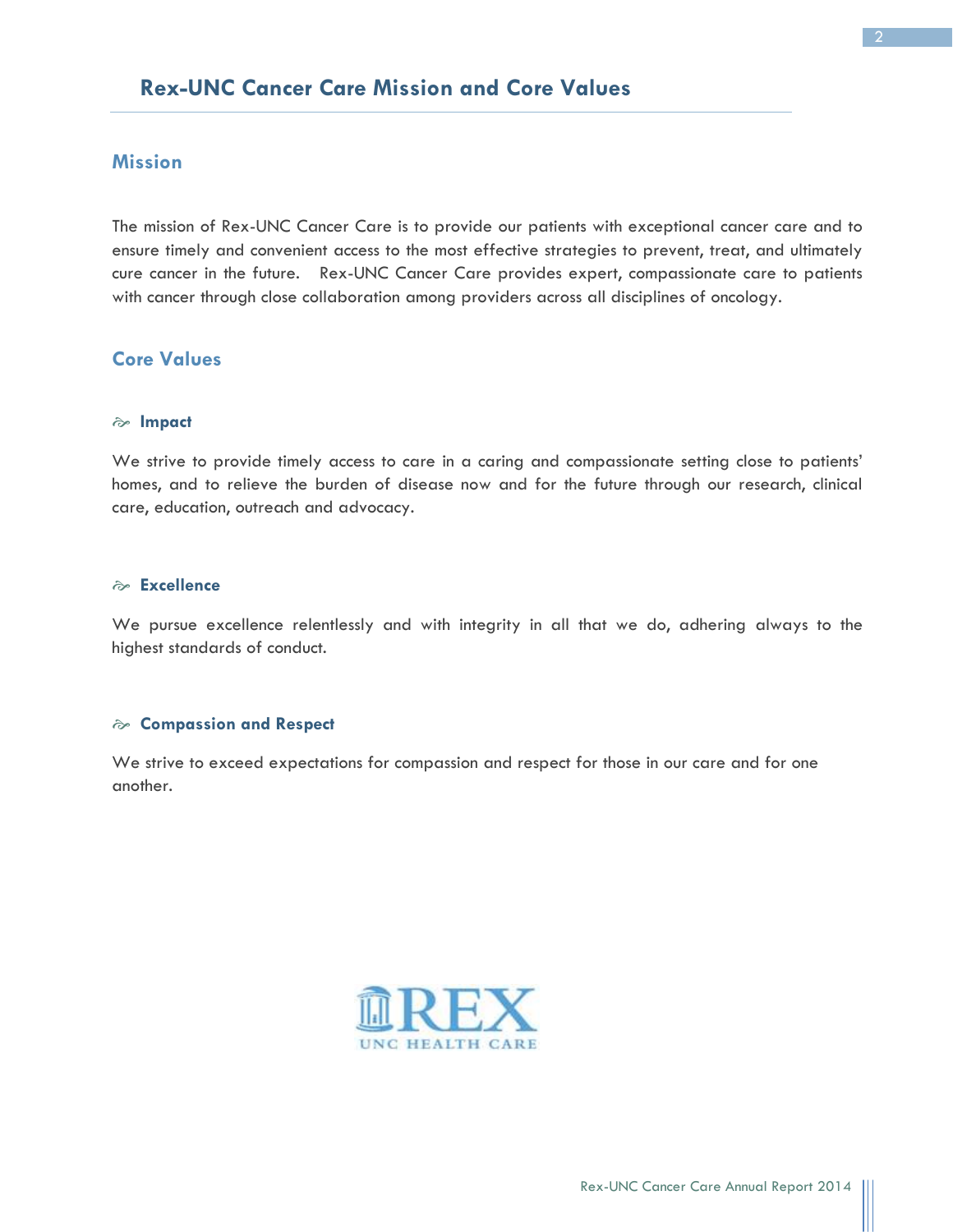# Rex-UNC Cancer Care Mission and Core Values

## Mission

The mission of Rex-UNC Cancer Care is to provide our patients with exceptional cancer care and to ensure timely and convenient access to the most effective strategies to prevent, treat, and ultimately cure cancer in the future. Rex-UNC Cancer Care provides expert, compassionate care to patients with cancer through close collaboration among providers across all disciplines of oncology.

## Core Values

### Impact

We strive to provide timely access to care in a caring and compassionate setting close to patients' homes, and to relieve the burden of disease now and for the future through our research, clinical care, education, outreach and advocacy.

### Excellence

We pursue excellence relentlessly and with integrity in all that we do, adhering always to the highest standards of conduct.

### Compassion and Respect

We strive to exceed expectations for compassion and respect for those in our care and for one another.

REX
UNC HEALTH CARE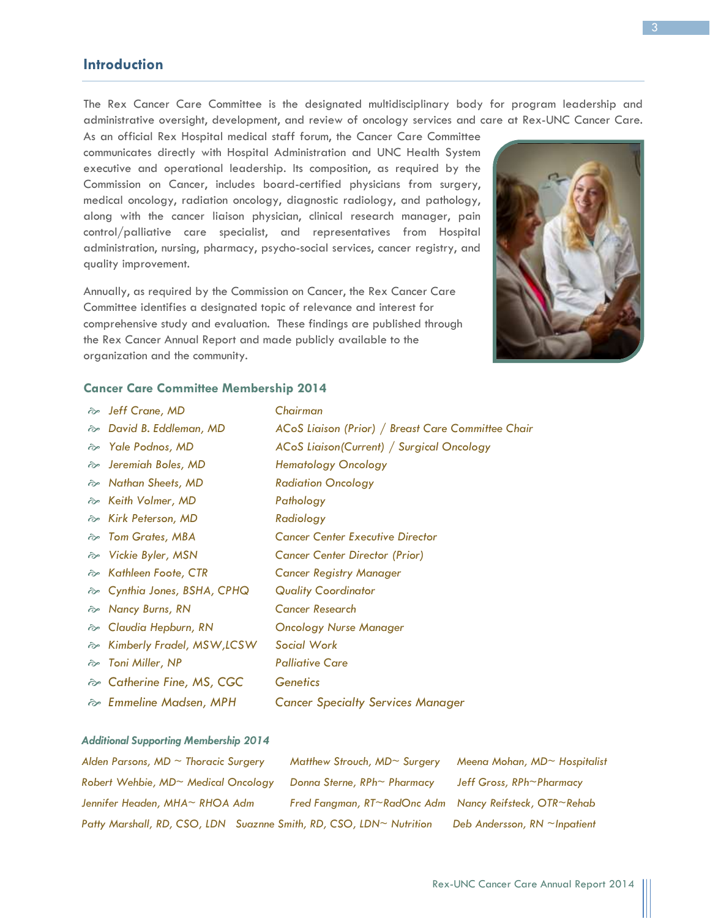## Introduction

The Rex Cancer Care Committee is the designated multidisciplinary body for program leadership and administrative oversight, development, and review of oncology services and care at Rex-UNC Cancer Care. As an official Rex Hospital medical staff forum, the Cancer Care Committee communicates directly with Hospital Administration and UNC Health System executive and operational leadership. Its composition, as required by the Commission on Cancer, includes board-certified physicians from surgery, medical oncology, radiation oncology, diagnostic radiology, and pathology, along with the cancer liaison physician, clinical research manager, pain control/palliative care specialist, and representatives from Hospital administration, nursing, pharmacy, psycho-social services, cancer registry, and quality improvement.

Annually, as required by the Commission on Cancer, the Rex Cancer Care Committee identifies a designated topic of relevance and interest for comprehensive study and evaluation. These findings are published through the Rex Cancer Annual Report and made publicly available to the organization and the community.

### Cancer Care Committee Membership 2014

| | |
|---|---|
| *Jeff Crane, MD* | *Chairman* |
| *David B. Eddleman, MD* | *ACoS Liaison (Prior) / Breast Care Committee Chair* |
| *Yale Podnos, MD* | *ACoS Liaison(Current) / Surgical Oncology* |
| *Jeremiah Boles, MD* | *Hematology Oncology* |
| *Nathan Sheets, MD* | *Radiation Oncology* |
| *Keith Volmer, MD* | *Pathology* |
| *Kirk Peterson, MD* | *Radiology* |
| *Tom Grates, MBA* | *Cancer Center Executive Director* |
| *Vickie Byler, MSN* | *Cancer Center Director (Prior)* |
| *Kathleen Foote, CTR* | *Cancer Registry Manager* |
| *Cynthia Jones, BSHA, CPHQ* | *Quality Coordinator* |
| *Nancy Burns, RN* | *Cancer Research* |
| *Claudia Hepburn, RN* | *Oncology Nurse Manager* |
| *Kimberly Fradel, MSW,LCSW* | *Social Work* |
| *Toni Miller, NP* | *Palliative Care* |
| *Catherine Fine, MS, CGC* | *Genetics* |
| *Emmeline Madsen, MPH* | *Cancer Specialty Services Manager* |

#### *Additional Supporting Membership 2014*

*Alden Parsons, MD ~ Thoracic Surgery* | *Matthew Strouch, MD~ Surgery* | *Meena Mohan, MD~ Hospitalist*

*Robert Wehbie, MD~ Medical Oncology* | *Donna Sterne, RPh~ Pharmacy* | *Jeff Gross, RPh~Pharmacy*

*Jennifer Headen, MHA~ RHOA Adm* | *Fred Fangman, RT~RadOnc Adm* | *Nancy Reifsteck, OTR~Rehab*

*Patty Marshall, RD, CSO, LDN* | *Suaznne Smith, RD, CSO, LDN~ Nutrition* | *Deb Andersson, RN ~Inpatient*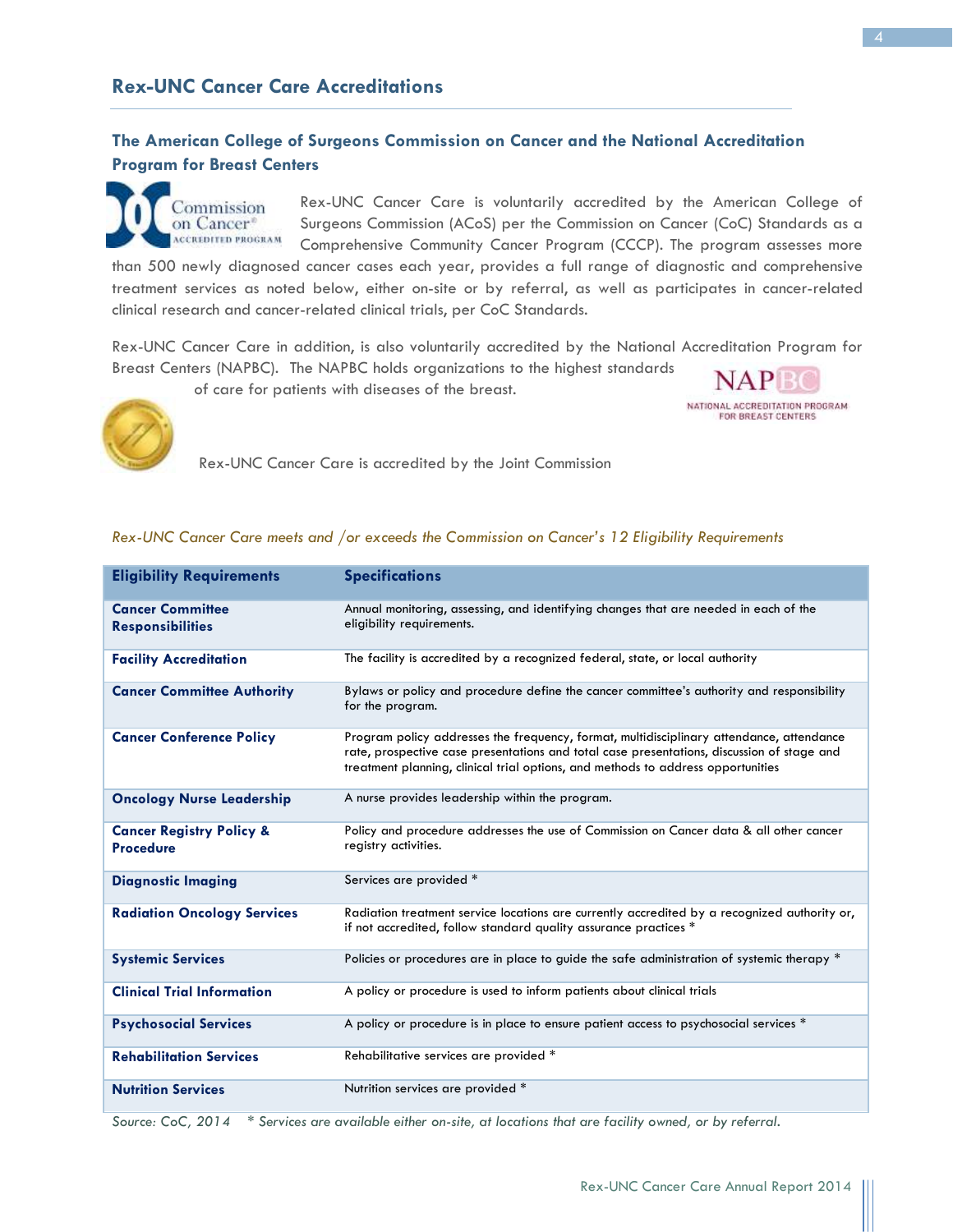## Rex-UNC Cancer Care Accreditations

### The American College of Surgeons Commission on Cancer and the National Accreditation Program for Breast Centers

Rex-UNC Cancer Care is voluntarily accredited by the American College of Surgeons Commission (ACoS) per the Commission on Cancer (CoC) Standards as a Comprehensive Community Cancer Program (CCCP). The program assesses more than 500 newly diagnosed cancer cases each year, provides a full range of diagnostic and comprehensive treatment services as noted below, either on-site or by referral, as well as participates in cancer-related clinical research and cancer-related clinical trials, per CoC Standards.

Rex-UNC Cancer Care in addition, is also voluntarily accredited by the National Accreditation Program for Breast Centers (NAPBC). The NAPBC holds organizations to the highest standards of care for patients with diseases of the breast.

Rex-UNC Cancer Care is accredited by the Joint Commission

*Rex-UNC Cancer Care meets and /or exceeds the Commission on Cancer's 12 Eligibility Requirements*

| Eligibility Requirements | Specifications |
|---|---|
| **Cancer Committee Responsibilities** | Annual monitoring, assessing, and identifying changes that are needed in each of the eligibility requirements. |
| **Facility Accreditation** | The facility is accredited by a recognized federal, state, or local authority |
| **Cancer Committee Authority** | Bylaws or policy and procedure define the cancer committee's authority and responsibility for the program. |
| **Cancer Conference Policy** | Program policy addresses the frequency, format, multidisciplinary attendance, attendance rate, prospective case presentations and total case presentations, discussion of stage and treatment planning, clinical trial options, and methods to address opportunities |
| **Oncology Nurse Leadership** | A nurse provides leadership within the program. |
| **Cancer Registry Policy & Procedure** | Policy and procedure addresses the use of Commission on Cancer data & all other cancer registry activities. |
| **Diagnostic Imaging** | Services are provided * |
| **Radiation Oncology Services** | Radiation treatment service locations are currently accredited by a recognized authority or, if not accredited, follow standard quality assurance practices * |
| **Systemic Services** | Policies or procedures are in place to guide the safe administration of systemic therapy * |
| **Clinical Trial Information** | A policy or procedure is used to inform patients about clinical trials |
| **Psychosocial Services** | A policy or procedure is in place to ensure patient access to psychosocial services * |
| **Rehabilitation Services** | Rehabilitative services are provided * |
| **Nutrition Services** | Nutrition services are provided * |

*Source: CoC, 2014* &nbsp;&nbsp; *\* Services are available either on-site, at locations that are facility owned, or by referral.*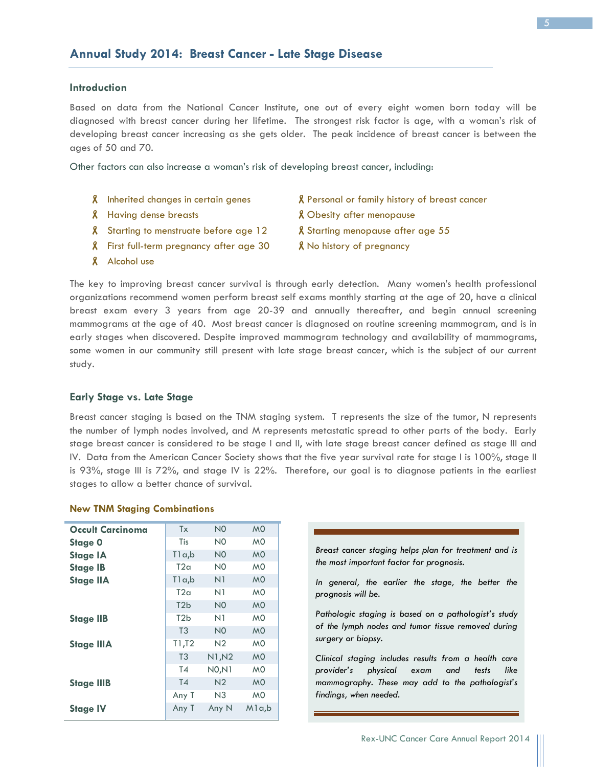## Annual Study 2014: Breast Cancer - Late Stage Disease

### Introduction

Based on data from the National Cancer Institute, one out of every eight women born today will be diagnosed with breast cancer during her lifetime. The strongest risk factor is age, with a woman's risk of developing breast cancer increasing as she gets older. The peak incidence of breast cancer is between the ages of 50 and 70.

Other factors can also increase a woman's risk of developing breast cancer, including:

- Inherited changes in certain genes
- Having dense breasts
- Starting to menstruate before age 12
- First full-term pregnancy after age 30
- Alcohol use
- Personal or family history of breast cancer
- Obesity after menopause
- Starting menopause after age 55
- No history of pregnancy

The key to improving breast cancer survival is through early detection. Many women's health professional organizations recommend women perform breast self exams monthly starting at the age of 20, have a clinical breast exam every 3 years from age 20-39 and annually thereafter, and begin annual screening mammograms at the age of 40. Most breast cancer is diagnosed on routine screening mammogram, and is in early stages when discovered. Despite improved mammogram technology and availability of mammograms, some women in our community still present with late stage breast cancer, which is the subject of our current study.

### Early Stage vs. Late Stage

Breast cancer staging is based on the TNM staging system. T represents the size of the tumor, N represents the number of lymph nodes involved, and M represents metastatic spread to other parts of the body. Early stage breast cancer is considered to be stage I and II, with late stage breast cancer defined as stage III and IV. Data from the American Cancer Society shows that the five year survival rate for stage I is 100%, stage II is 93%, stage III is 72%, and stage IV is 22%. Therefore, our goal is to diagnose patients in the earliest stages to allow a better chance of survival.

**New TNM Staging Combinations**

| | | | |
|---|---|---|---|
| **Occult Carcinoma** | Tx | N0 | M0 |
| **Stage 0** | Tis | N0 | M0 |
| **Stage IA** | T1a,b | N0 | M0 |
| **Stage IB** | T2a | N0 | M0 |
| **Stage IIA** | T1a,b | N1 | M0 |
| | T2a | N1 | M0 |
| | T2b | N0 | M0 |
| **Stage IIB** | T2b | N1 | M0 |
| | T3 | N0 | M0 |
| **Stage IIIA** | T1,T2 | N2 | M0 |
| | T3 | N1,N2 | M0 |
| | T4 | N0,N1 | M0 |
| **Stage IIIB** | T4 | N2 | M0 |
| | Any T | N3 | M0 |
| **Stage IV** | Any T | Any N | M1a,b |

*Breast cancer staging helps plan for treatment and is the most important factor for prognosis.*

*In general, the earlier the stage, the better the prognosis will be.*

*Pathologic staging is based on a pathologist's study of the lymph nodes and tumor tissue removed during surgery or biopsy.*

*Clinical staging includes results from a health care provider's physical exam and tests like mammography. These may add to the pathologist's findings, when needed.*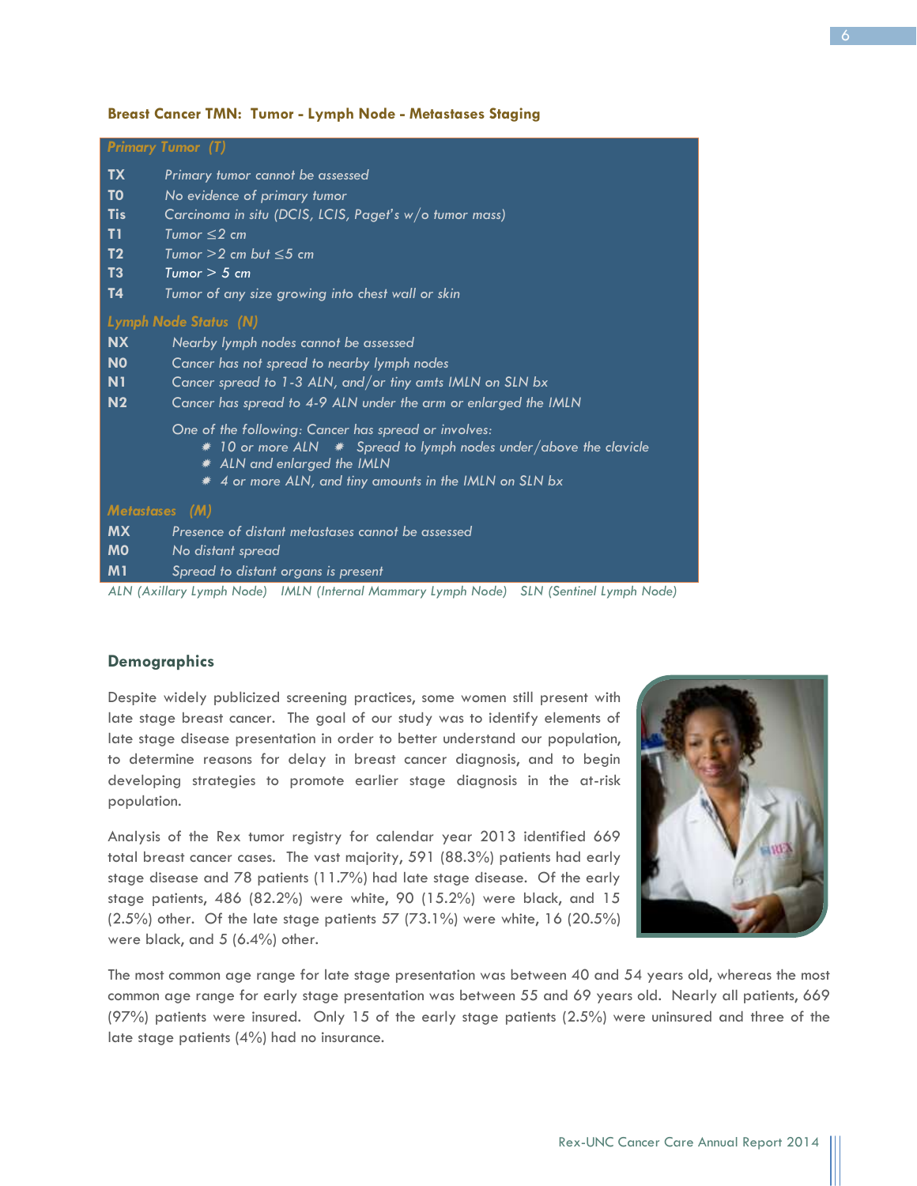### Breast Cancer TMN: Tumor - Lymph Node - Metastases Staging

| | |
|---|---|
| ***Primary Tumor (T)*** | |
| **TX** | *Primary tumor cannot be assessed* |
| **T0** | *No evidence of primary tumor* |
| **Tis** | *Carcinoma in situ (DCIS, LCIS, Paget's w/o tumor mass)* |
| **T1** | *Tumor ≤2 cm* |
| **T2** | *Tumor >2 cm but ≤5 cm* |
| **T3** | *Tumor > 5 cm* |
| **T4** | *Tumor of any size growing into chest wall or skin* |
| ***Lymph Node Status (N)*** | |
| **NX** | *Nearby lymph nodes cannot be assessed* |
| **N0** | *Cancer has not spread to nearby lymph nodes* |
| **N1** | *Cancer spread to 1-3 ALN, and/or tiny amts IMLN on SLN bx* |
| **N2** | *Cancer has spread to 4-9 ALN under the arm or enlarged the IMLN* |
| | *One of the following: Cancer has spread or involves:* ✱ *10 or more ALN* ✱ *Spread to lymph nodes under/above the clavicle* ✱ *ALN and enlarged the IMLN* ✱ *4 or more ALN, and tiny amounts in the IMLN on SLN bx* |
| ***Metastases (M)*** | |
| **MX** | *Presence of distant metastases cannot be assessed* |
| **M0** | *No distant spread* |
| **M1** | *Spread to distant organs is present* |

*ALN (Axillary Lymph Node)   IMLN (Internal Mammary Lymph Node)   SLN (Sentinel Lymph Node)*

### Demographics

Despite widely publicized screening practices, some women still present with late stage breast cancer. The goal of our study was to identify elements of late stage disease presentation in order to better understand our population, to determine reasons for delay in breast cancer diagnosis, and to begin developing strategies to promote earlier stage diagnosis in the at-risk population.

Analysis of the Rex tumor registry for calendar year 2013 identified 669 total breast cancer cases. The vast majority, 591 (88.3%) patients had early stage disease and 78 patients (11.7%) had late stage disease. Of the early stage patients, 486 (82.2%) were white, 90 (15.2%) were black, and 15 (2.5%) other. Of the late stage patients 57 (73.1%) were white, 16 (20.5%) were black, and 5 (6.4%) other.

The most common age range for late stage presentation was between 40 and 54 years old, whereas the most common age range for early stage presentation was between 55 and 69 years old. Nearly all patients, 669 (97%) patients were insured. Only 15 of the early stage patients (2.5%) were uninsured and three of the late stage patients (4%) had no insurance.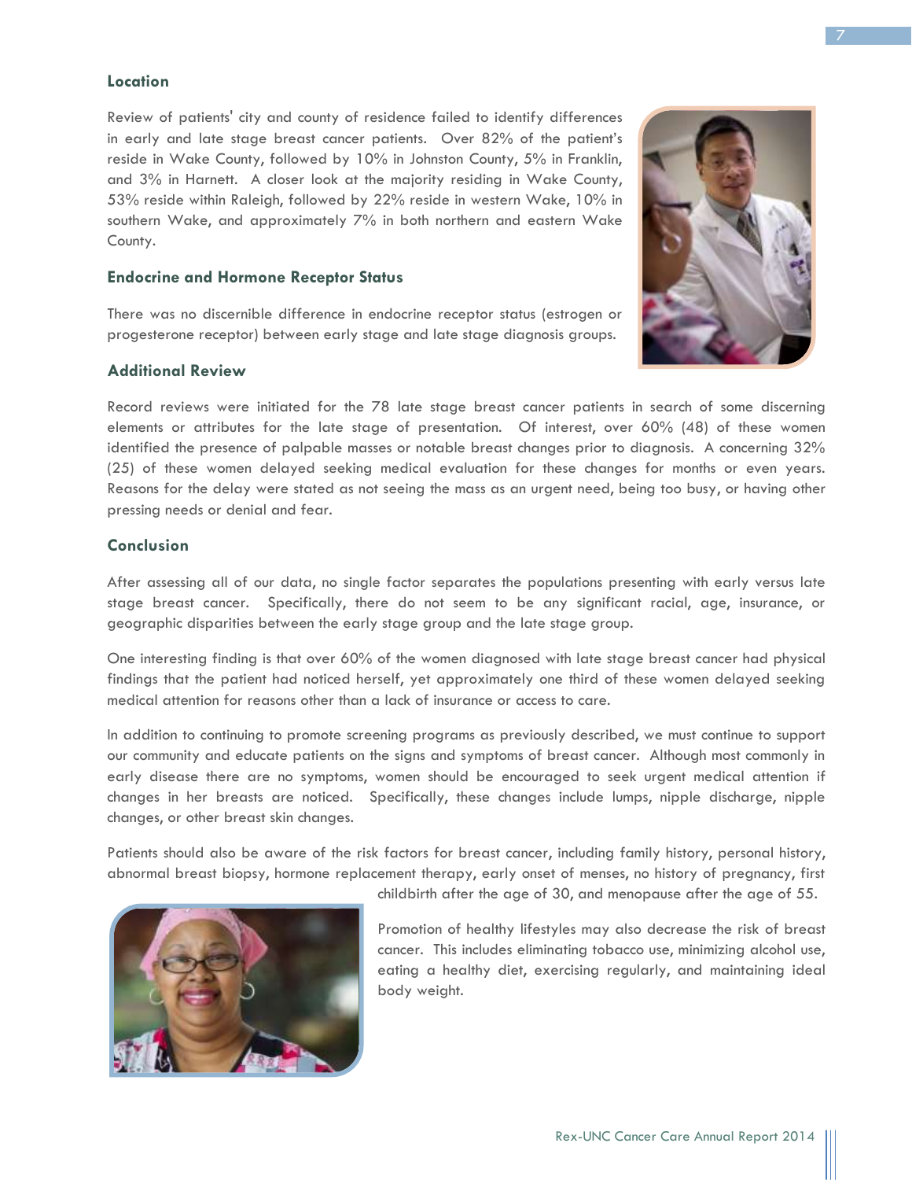### Location

Review of patients' city and county of residence failed to identify differences in early and late stage breast cancer patients. Over 82% of the patient's reside in Wake County, followed by 10% in Johnston County, 5% in Franklin, and 3% in Harnett. A closer look at the majority residing in Wake County, 53% reside within Raleigh, followed by 22% reside in western Wake, 10% in southern Wake, and approximately 7% in both northern and eastern Wake County.

### Endocrine and Hormone Receptor Status

There was no discernible difference in endocrine receptor status (estrogen or progesterone receptor) between early stage and late stage diagnosis groups.

### Additional Review

Record reviews were initiated for the 78 late stage breast cancer patients in search of some discerning elements or attributes for the late stage of presentation. Of interest, over 60% (48) of these women identified the presence of palpable masses or notable breast changes prior to diagnosis. A concerning 32% (25) of these women delayed seeking medical evaluation for these changes for months or even years. Reasons for the delay were stated as not seeing the mass as an urgent need, being too busy, or having other pressing needs or denial and fear.

### Conclusion

After assessing all of our data, no single factor separates the populations presenting with early versus late stage breast cancer. Specifically, there do not seem to be any significant racial, age, insurance, or geographic disparities between the early stage group and the late stage group.

One interesting finding is that over 60% of the women diagnosed with late stage breast cancer had physical findings that the patient had noticed herself, yet approximately one third of these women delayed seeking medical attention for reasons other than a lack of insurance or access to care.

In addition to continuing to promote screening programs as previously described, we must continue to support our community and educate patients on the signs and symptoms of breast cancer. Although most commonly in early disease there are no symptoms, women should be encouraged to seek urgent medical attention if changes in her breasts are noticed. Specifically, these changes include lumps, nipple discharge, nipple changes, or other breast skin changes.

Patients should also be aware of the risk factors for breast cancer, including family history, personal history, abnormal breast biopsy, hormone replacement therapy, early onset of menses, no history of pregnancy, first childbirth after the age of 30, and menopause after the age of 55.

Promotion of healthy lifestyles may also decrease the risk of breast cancer. This includes eliminating tobacco use, minimizing alcohol use, eating a healthy diet, exercising regularly, and maintaining ideal body weight.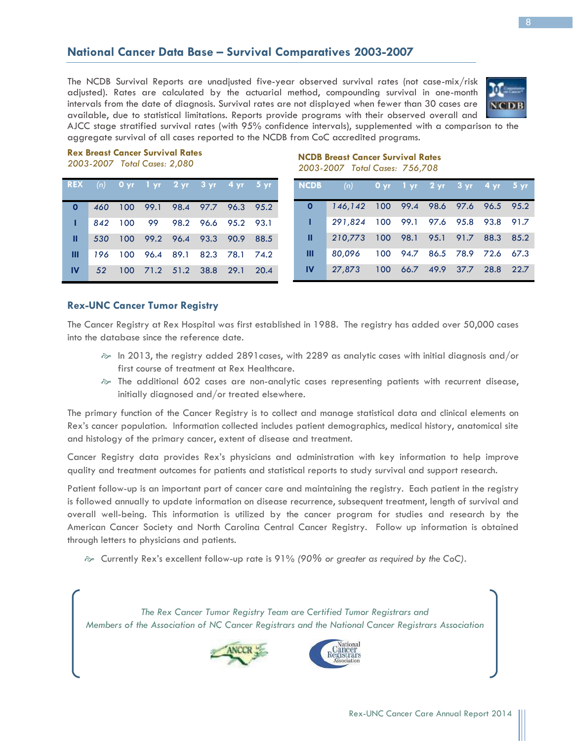## National Cancer Data Base – Survival Comparatives 2003-2007

The NCDB Survival Reports are unadjusted five-year observed survival rates (not case-mix/risk adjusted). Rates are calculated by the actuarial method, compounding survival in one-month intervals from the date of diagnosis. Survival rates are not displayed when fewer than 30 cases are available, due to statistical limitations. Reports provide programs with their observed overall and AJCC stage stratified survival rates (with 95% confidence intervals), supplemented with a comparison to the aggregate survival of all cases reported to the NCDB from CoC accredited programs.

**Rex Breast Cancer Survival Rates**
*2003-2007 Total Cases: 2,080*

| REX | (n) | 0 yr | 1 yr | 2 yr | 3 yr | 4 yr | 5 yr |
|---|---|---|---|---|---|---|---|
| 0 | 460 | 100 | 99.1 | 98.4 | 97.7 | 96.3 | 95.2 |
| I | 842 | 100 | 99 | 98.2 | 96.6 | 95.2 | 93.1 |
| II | 530 | 100 | 99.2 | 96.4 | 93.3 | 90.9 | 88.5 |
| III | 196 | 100 | 96.4 | 89.1 | 82.3 | 78.1 | 74.2 |
| IV | 52 | 100 | 71.2 | 51.2 | 38.8 | 29.1 | 20.4 |

**NCDB Breast Cancer Survival Rates**
*2003-2007 Total Cases: 756,708*

| NCDB | (n) | 0 yr | 1 yr | 2 yr | 3 yr | 4 yr | 5 yr |
|---|---|---|---|---|---|---|---|
| 0 | 146,142 | 100 | 99.4 | 98.6 | 97.6 | 96.5 | 95.2 |
| I | 291,824 | 100 | 99.1 | 97.6 | 95.8 | 93.8 | 91.7 |
| II | 210,773 | 100 | 98.1 | 95.1 | 91.7 | 88.3 | 85.2 |
| III | 80,096 | 100 | 94.7 | 86.5 | 78.9 | 72.6 | 67.3 |
| IV | 27,873 | 100 | 66.7 | 49.9 | 37.7 | 28.8 | 22.7 |

## Rex-UNC Cancer Tumor Registry

The Cancer Registry at Rex Hospital was first established in 1988. The registry has added over 50,000 cases into the database since the reference date.

- In 2013, the registry added 2891cases, with 2289 as analytic cases with initial diagnosis and/or first course of treatment at Rex Healthcare.
- The additional 602 cases are non-analytic cases representing patients with recurrent disease, initially diagnosed and/or treated elsewhere.

The primary function of the Cancer Registry is to collect and manage statistical data and clinical elements on Rex's cancer population. Information collected includes patient demographics, medical history, anatomical site and histology of the primary cancer, extent of disease and treatment.

Cancer Registry data provides Rex's physicians and administration with key information to help improve quality and treatment outcomes for patients and statistical reports to study survival and support research.

Patient follow-up is an important part of cancer care and maintaining the registry. Each patient in the registry is followed annually to update information on disease recurrence, subsequent treatment, length of survival and overall well-being. This information is utilized by the cancer program for studies and research by the American Cancer Society and North Carolina Central Cancer Registry. Follow up information is obtained through letters to physicians and patients.

- Currently Rex's excellent follow-up rate is 91% *(90% or greater as required by the* CoC).

*The Rex Cancer Tumor Registry Team are Certified Tumor Registrars and Members of the Association of NC Cancer Registrars and the National Cancer Registrars Association*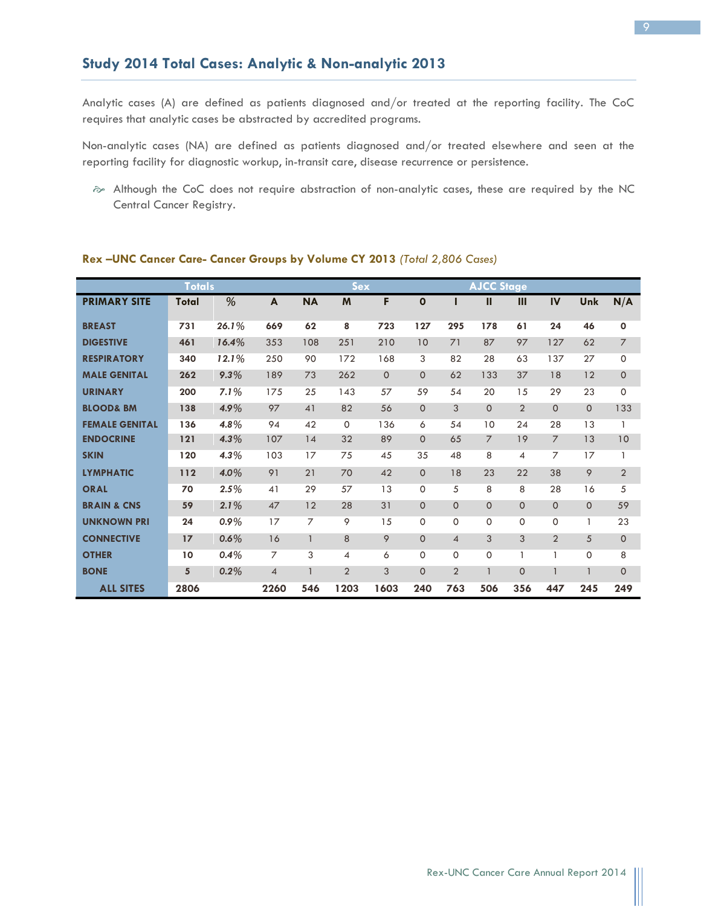## Study 2014 Total Cases: Analytic & Non-analytic 2013

Analytic cases (A) are defined as patients diagnosed and/or treated at the reporting facility. The CoC requires that analytic cases be abstracted by accredited programs.

Non-analytic cases (NA) are defined as patients diagnosed and/or treated elsewhere and seen at the reporting facility for diagnostic workup, in-transit care, disease recurrence or persistence.

- Although the CoC does not require abstraction of non-analytic cases, these are required by the NC Central Cancer Registry.

**Rex –UNC Cancer Care- Cancer Groups by Volume CY 2013** *(Total 2,806 Cases)*

| | Totals | | | | Sex | | AJCC Stage | | | | | | |
|---|---|---|---|---|---|---|---|---|---|---|---|---|---|
| **PRIMARY SITE** | **Total** | **%** | **A** | **NA** | **M** | **F** | **0** | **I** | **II** | **III** | **IV** | **Unk** | **N/A** |
| **BREAST** | **731** | ***26.1%*** | **669** | **62** | **8** | **723** | **127** | **295** | **178** | **61** | **24** | **46** | **0** |
| **DIGESTIVE** | **461** | ***16.4%*** | 353 | 108 | 251 | 210 | 10 | 71 | 87 | 97 | 127 | 62 | 7 |
| **RESPIRATORY** | **340** | ***12.1%*** | 250 | 90 | 172 | 168 | 3 | 82 | 28 | 63 | 137 | 27 | 0 |
| **MALE GENITAL** | **262** | ***9.3%*** | 189 | 73 | 262 | 0 | 0 | 62 | 133 | 37 | 18 | 12 | 0 |
| **URINARY** | **200** | ***7.1%*** | 175 | 25 | 143 | 57 | 59 | 54 | 20 | 15 | 29 | 23 | 0 |
| **BLOOD& BM** | **138** | ***4.9%*** | 97 | 41 | 82 | 56 | 0 | 3 | 0 | 2 | 0 | 0 | 133 |
| **FEMALE GENITAL** | **136** | ***4.8%*** | 94 | 42 | 0 | 136 | 6 | 54 | 10 | 24 | 28 | 13 | 1 |
| **ENDOCRINE** | **121** | ***4.3%*** | 107 | 14 | 32 | 89 | 0 | 65 | 7 | 19 | 7 | 13 | 10 |
| **SKIN** | **120** | ***4.3%*** | 103 | 17 | 75 | 45 | 35 | 48 | 8 | 4 | 7 | 17 | 1 |
| **LYMPHATIC** | **112** | ***4.0%*** | 91 | 21 | 70 | 42 | 0 | 18 | 23 | 22 | 38 | 9 | 2 |
| **ORAL** | **70** | ***2.5%*** | 41 | 29 | 57 | 13 | 0 | 5 | 8 | 8 | 28 | 16 | 5 |
| **BRAIN & CNS** | **59** | ***2.1%*** | 47 | 12 | 28 | 31 | 0 | 0 | 0 | 0 | 0 | 0 | 59 |
| **UNKNOWN PRI** | **24** | ***0.9%*** | 17 | 7 | 9 | 15 | 0 | 0 | 0 | 0 | 0 | 1 | 23 |
| **CONNECTIVE** | **17** | ***0.6%*** | 16 | 1 | 8 | 9 | 0 | 4 | 3 | 3 | 2 | 5 | 0 |
| **OTHER** | **10** | ***0.4%*** | 7 | 3 | 4 | 6 | 0 | 0 | 0 | 1 | 1 | 0 | 8 |
| **BONE** | **5** | ***0.2%*** | 4 | 1 | 2 | 3 | 0 | 2 | 1 | 0 | 1 | 1 | 0 |
| **ALL SITES** | **2806** | | **2260** | **546** | **1203** | **1603** | **240** | **763** | **506** | **356** | **447** | **245** | **249** |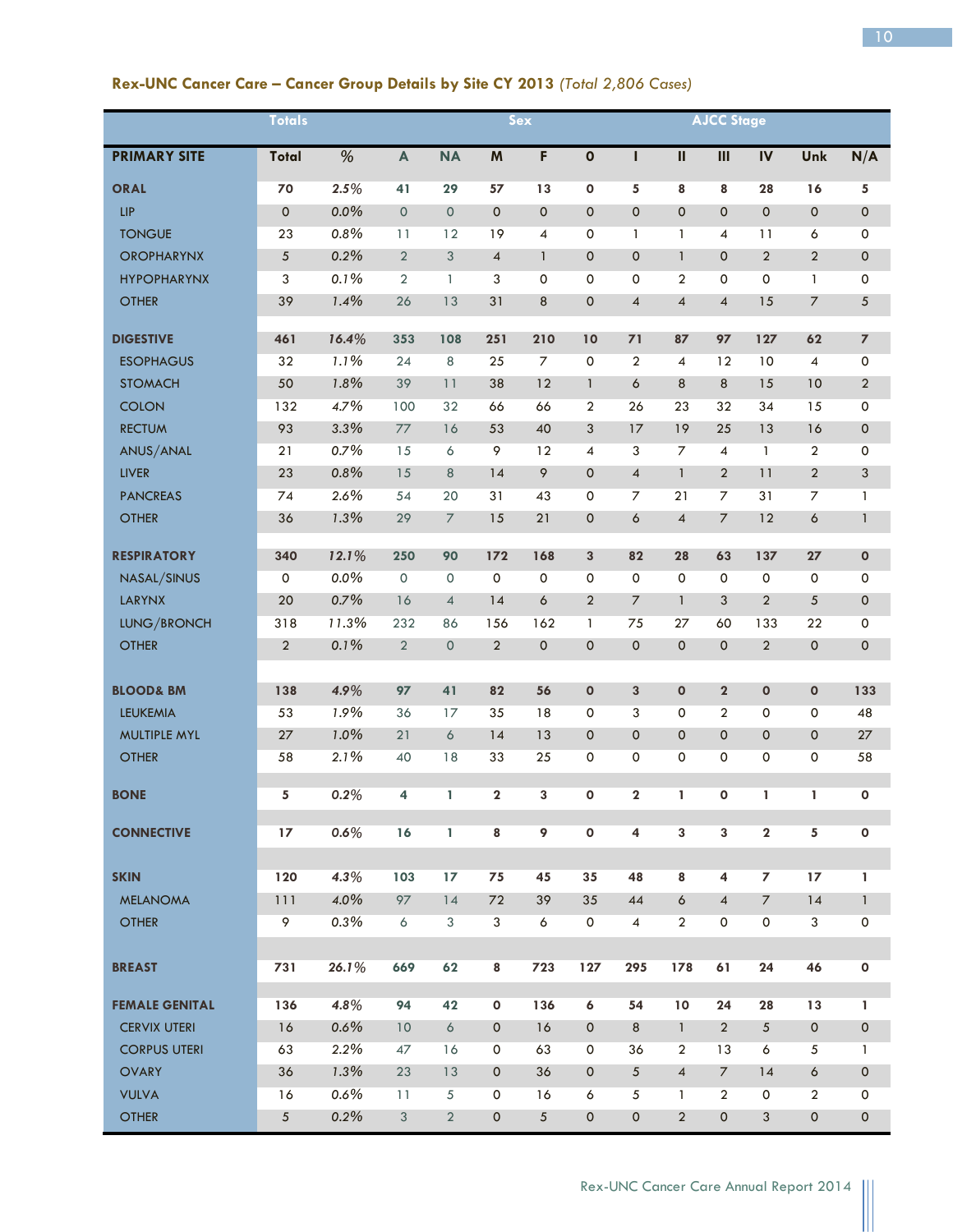**Rex-UNC Cancer Care – Cancer Group Details by Site CY 2013** *(Total 2,806 Cases)*

| | Totals | | | | Sex | | AJCC Stage | | | | | | |
|---|---|---|---|---|---|---|---|---|---|---|---|---|---|
| **PRIMARY SITE** | **Total** | **%** | **A** | **NA** | **M** | **F** | **0** | **I** | **II** | **III** | **IV** | **Unk** | **N/A** |
| **ORAL** | **70** | **2.5%** | **41** | **29** | **57** | **13** | **0** | **5** | **8** | **8** | **28** | **16** | **5** |
| LIP | 0 | 0.0% | 0 | 0 | 0 | 0 | 0 | 0 | 0 | 0 | 0 | 0 | 0 |
| TONGUE | 23 | 0.8% | 11 | 12 | 19 | 4 | 0 | 1 | 1 | 4 | 11 | 6 | 0 |
| OROPHARYNX | 5 | 0.2% | 2 | 3 | 4 | 1 | 0 | 0 | 1 | 0 | 2 | 2 | 0 |
| HYPOPHARYNX | 3 | 0.1% | 2 | 1 | 3 | 0 | 0 | 0 | 2 | 0 | 0 | 1 | 0 |
| OTHER | 39 | 1.4% | 26 | 13 | 31 | 8 | 0 | 4 | 4 | 4 | 15 | 7 | 5 |
| **DIGESTIVE** | **461** | **16.4%** | **353** | **108** | **251** | **210** | **10** | **71** | **87** | **97** | **127** | **62** | **7** |
| ESOPHAGUS | 32 | 1.1% | 24 | 8 | 25 | 7 | 0 | 2 | 4 | 12 | 10 | 4 | 0 |
| STOMACH | 50 | 1.8% | 39 | 11 | 38 | 12 | 1 | 6 | 8 | 8 | 15 | 10 | 2 |
| COLON | 132 | 4.7% | 100 | 32 | 66 | 66 | 2 | 26 | 23 | 32 | 34 | 15 | 0 |
| RECTUM | 93 | 3.3% | 77 | 16 | 53 | 40 | 3 | 17 | 19 | 25 | 13 | 16 | 0 |
| ANUS/ANAL | 21 | 0.7% | 15 | 6 | 9 | 12 | 4 | 3 | 7 | 4 | 1 | 2 | 0 |
| LIVER | 23 | 0.8% | 15 | 8 | 14 | 9 | 0 | 4 | 1 | 2 | 11 | 2 | 3 |
| PANCREAS | 74 | 2.6% | 54 | 20 | 31 | 43 | 0 | 7 | 21 | 7 | 31 | 7 | 1 |
| OTHER | 36 | 1.3% | 29 | 7 | 15 | 21 | 0 | 6 | 4 | 7 | 12 | 6 | 1 |
| **RESPIRATORY** | **340** | **12.1%** | **250** | **90** | **172** | **168** | **3** | **82** | **28** | **63** | **137** | **27** | **0** |
| NASAL/SINUS | 0 | 0.0% | 0 | 0 | 0 | 0 | 0 | 0 | 0 | 0 | 0 | 0 | 0 |
| LARYNX | 20 | 0.7% | 16 | 4 | 14 | 6 | 2 | 7 | 1 | 3 | 2 | 5 | 0 |
| LUNG/BRONCH | 318 | 11.3% | 232 | 86 | 156 | 162 | 1 | 75 | 27 | 60 | 133 | 22 | 0 |
| OTHER | 2 | 0.1% | 2 | 0 | 2 | 0 | 0 | 0 | 0 | 0 | 2 | 0 | 0 |
| **BLOOD& BM** | **138** | **4.9%** | **97** | **41** | **82** | **56** | **0** | **3** | **0** | **2** | **0** | **0** | **133** |
| LEUKEMIA | 53 | 1.9% | 36 | 17 | 35 | 18 | 0 | 3 | 0 | 2 | 0 | 0 | 48 |
| MULTIPLE MYL | 27 | 1.0% | 21 | 6 | 14 | 13 | 0 | 0 | 0 | 0 | 0 | 0 | 27 |
| OTHER | 58 | 2.1% | 40 | 18 | 33 | 25 | 0 | 0 | 0 | 0 | 0 | 0 | 58 |
| **BONE** | **5** | **0.2%** | **4** | **1** | **2** | **3** | **0** | **2** | **1** | **0** | **1** | **1** | **0** |
| **CONNECTIVE** | **17** | **0.6%** | **16** | **1** | **8** | **9** | **0** | **4** | **3** | **3** | **2** | **5** | **0** |
| **SKIN** | **120** | **4.3%** | **103** | **17** | **75** | **45** | **35** | **48** | **8** | **4** | **7** | **17** | **1** |
| MELANOMA | 111 | 4.0% | 97 | 14 | 72 | 39 | 35 | 44 | 6 | 4 | 7 | 14 | 1 |
| OTHER | 9 | 0.3% | 6 | 3 | 3 | 6 | 0 | 4 | 2 | 0 | 0 | 3 | 0 |
| **BREAST** | **731** | **26.1%** | **669** | **62** | **8** | **723** | **127** | **295** | **178** | **61** | **24** | **46** | **0** |
| **FEMALE GENITAL** | **136** | **4.8%** | **94** | **42** | **0** | **136** | **6** | **54** | **10** | **24** | **28** | **13** | **1** |
| CERVIX UTERI | 16 | 0.6% | 10 | 6 | 0 | 16 | 0 | 8 | 1 | 2 | 5 | 0 | 0 |
| CORPUS UTERI | 63 | 2.2% | 47 | 16 | 0 | 63 | 0 | 36 | 2 | 13 | 6 | 5 | 1 |
| OVARY | 36 | 1.3% | 23 | 13 | 0 | 36 | 0 | 5 | 4 | 7 | 14 | 6 | 0 |
| VULVA | 16 | 0.6% | 11 | 5 | 0 | 16 | 6 | 5 | 1 | 2 | 0 | 2 | 0 |
| OTHER | 5 | 0.2% | 3 | 2 | 0 | 5 | 0 | 0 | 2 | 0 | 3 | 0 | 0 |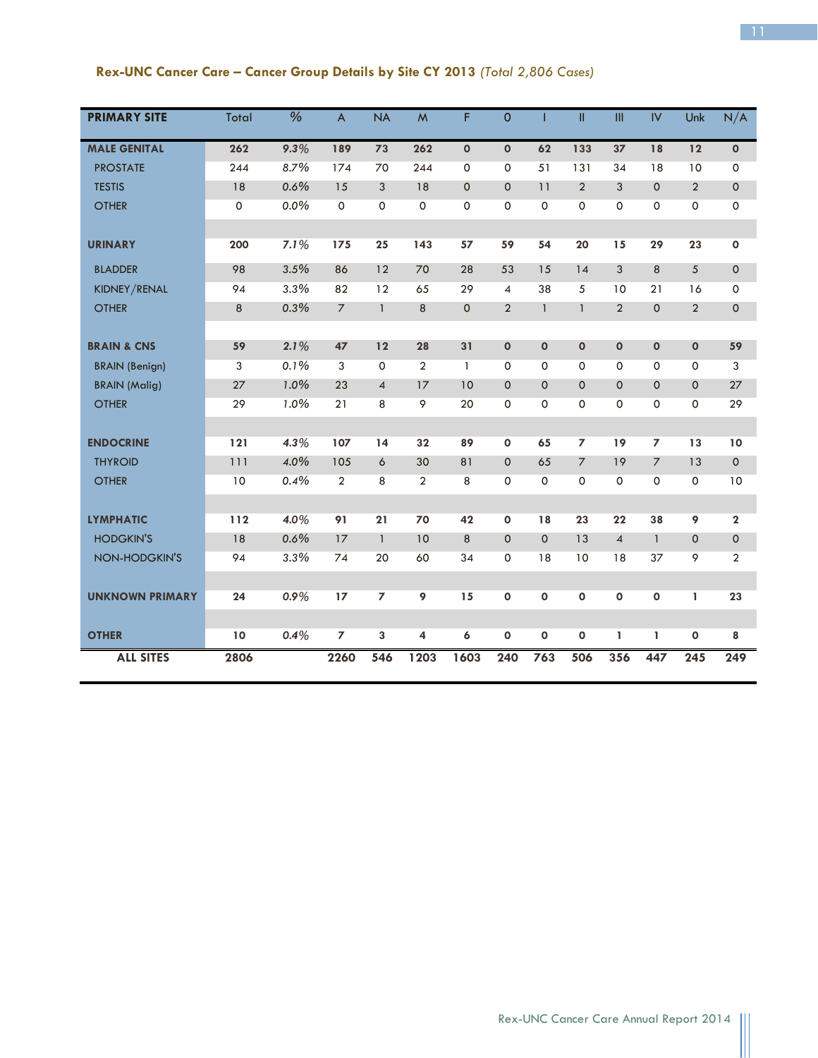## Rex-UNC Cancer Care – Cancer Group Details by Site CY 2013 *(Total 2,806 Cases)*

| PRIMARY SITE | Total | % | A | NA | M | F | 0 | I | II | III | IV | Unk | N/A |
|---|---|---|---|---|---|---|---|---|---|---|---|---|---|
| **MALE GENITAL** | **262** | *9.3%* | **189** | **73** | **262** | **0** | **0** | **62** | **133** | **37** | **18** | **12** | **0** |
| PROSTATE | 244 | *8.7%* | 174 | 70 | 244 | 0 | 0 | 51 | 131 | 34 | 18 | 10 | 0 |
| TESTIS | 18 | *0.6%* | 15 | 3 | 18 | 0 | 0 | 11 | 2 | 3 | 0 | 2 | 0 |
| OTHER | 0 | *0.0%* | 0 | 0 | 0 | 0 | 0 | 0 | 0 | 0 | 0 | 0 | 0 |
| | | | | | | | | | | | | | |
| **URINARY** | **200** | *7.1%* | **175** | **25** | **143** | **57** | **59** | **54** | **20** | **15** | **29** | **23** | **0** |
| BLADDER | 98 | *3.5%* | 86 | 12 | 70 | 28 | 53 | 15 | 14 | 3 | 8 | 5 | 0 |
| KIDNEY/RENAL | 94 | *3.3%* | 82 | 12 | 65 | 29 | 4 | 38 | 5 | 10 | 21 | 16 | 0 |
| OTHER | 8 | *0.3%* | 7 | 1 | 8 | 0 | 2 | 1 | 1 | 2 | 0 | 2 | 0 |
| | | | | | | | | | | | | | |
| **BRAIN & CNS** | **59** | *2.1%* | **47** | **12** | **28** | **31** | **0** | **0** | **0** | **0** | **0** | **0** | **59** |
| BRAIN (Benign) | 3 | *0.1%* | 3 | 0 | 2 | 1 | 0 | 0 | 0 | 0 | 0 | 0 | 3 |
| BRAIN (Malig) | 27 | *1.0%* | 23 | 4 | 17 | 10 | 0 | 0 | 0 | 0 | 0 | 0 | 27 |
| OTHER | 29 | *1.0%* | 21 | 8 | 9 | 20 | 0 | 0 | 0 | 0 | 0 | 0 | 29 |
| | | | | | | | | | | | | | |
| **ENDOCRINE** | **121** | *4.3%* | **107** | **14** | **32** | **89** | **0** | **65** | **7** | **19** | **7** | **13** | **10** |
| THYROID | 111 | *4.0%* | 105 | 6 | 30 | 81 | 0 | 65 | 7 | 19 | 7 | 13 | 0 |
| OTHER | 10 | *0.4%* | 2 | 8 | 2 | 8 | 0 | 0 | 0 | 0 | 0 | 0 | 10 |
| | | | | | | | | | | | | | |
| **LYMPHATIC** | **112** | *4.0%* | **91** | **21** | **70** | **42** | **0** | **18** | **23** | **22** | **38** | **9** | **2** |
| HODGKIN'S | 18 | *0.6%* | 17 | 1 | 10 | 8 | 0 | 0 | 13 | 4 | 1 | 0 | 0 |
| NON-HODGKIN'S | 94 | *3.3%* | 74 | 20 | 60 | 34 | 0 | 18 | 10 | 18 | 37 | 9 | 2 |
| | | | | | | | | | | | | | |
| **UNKNOWN PRIMARY** | **24** | *0.9%* | **17** | **7** | **9** | **15** | **0** | **0** | **0** | **0** | **0** | **1** | **23** |
| | | | | | | | | | | | | | |
| **OTHER** | **10** | *0.4%* | **7** | **3** | **4** | **6** | **0** | **0** | **0** | **1** | **1** | **0** | **8** |
| **ALL SITES** | **2806** | | **2260** | **546** | **1203** | **1603** | **240** | **763** | **506** | **356** | **447** | **245** | **249** |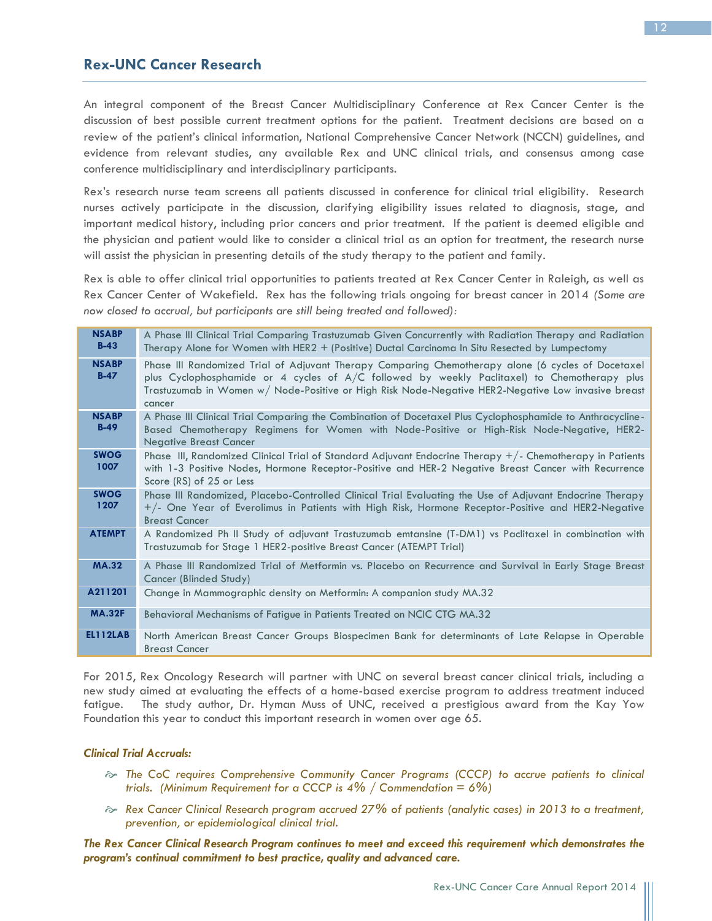## Rex-UNC Cancer Research

An integral component of the Breast Cancer Multidisciplinary Conference at Rex Cancer Center is the discussion of best possible current treatment options for the patient. Treatment decisions are based on a review of the patient's clinical information, National Comprehensive Cancer Network (NCCN) guidelines, and evidence from relevant studies, any available Rex and UNC clinical trials, and consensus among case conference multidisciplinary and interdisciplinary participants.

Rex's research nurse team screens all patients discussed in conference for clinical trial eligibility. Research nurses actively participate in the discussion, clarifying eligibility issues related to diagnosis, stage, and important medical history, including prior cancers and prior treatment. If the patient is deemed eligible and the physician and patient would like to consider a clinical trial as an option for treatment, the research nurse will assist the physician in presenting details of the study therapy to the patient and family.

Rex is able to offer clinical trial opportunities to patients treated at Rex Cancer Center in Raleigh, as well as Rex Cancer Center of Wakefield. Rex has the following trials ongoing for breast cancer in 2014 *(Some are now closed to accrual, but participants are still being treated and followed):*

| | |
|---|---|
| **NSABP B-43** | A Phase III Clinical Trial Comparing Trastuzumab Given Concurrently with Radiation Therapy and Radiation Therapy Alone for Women with HER2 + (Positive) Ductal Carcinoma In Situ Resected by Lumpectomy |
| **NSABP B-47** | Phase III Randomized Trial of Adjuvant Therapy Comparing Chemotherapy alone (6 cycles of Docetaxel plus Cyclophosphamide or 4 cycles of A/C followed by weekly Paclitaxel) to Chemotherapy plus Trastuzumab in Women w/ Node-Positive or High Risk Node-Negative HER2-Negative Low invasive breast cancer |
| **NSABP B-49** | A Phase III Clinical Trial Comparing the Combination of Docetaxel Plus Cyclophosphamide to Anthracycline-Based Chemotherapy Regimens for Women with Node-Positive or High-Risk Node-Negative, HER2-Negative Breast Cancer |
| **SWOG 1007** | Phase III, Randomized Clinical Trial of Standard Adjuvant Endocrine Therapy +/- Chemotherapy in Patients with 1-3 Positive Nodes, Hormone Receptor-Positive and HER-2 Negative Breast Cancer with Recurrence Score (RS) of 25 or Less |
| **SWOG 1207** | Phase III Randomized, Placebo-Controlled Clinical Trial Evaluating the Use of Adjuvant Endocrine Therapy +/- One Year of Everolimus in Patients with High Risk, Hormone Receptor-Positive and HER2-Negative Breast Cancer |
| **ATEMPT** | A Randomized Ph II Study of adjuvant Trastuzumab emtansine (T-DM1) vs Paclitaxel in combination with Trastuzumab for Stage 1 HER2-positive Breast Cancer (ATEMPT Trial) |
| **MA.32** | A Phase III Randomized Trial of Metformin vs. Placebo on Recurrence and Survival in Early Stage Breast Cancer (Blinded Study) |
| **A211201** | Change in Mammographic density on Metformin: A companion study MA.32 |
| **MA.32F** | Behavioral Mechanisms of Fatigue in Patients Treated on NCIC CTG MA.32 |
| **EL112LAB** | North American Breast Cancer Groups Biospecimen Bank for determinants of Late Relapse in Operable Breast Cancer |

For 2015, Rex Oncology Research will partner with UNC on several breast cancer clinical trials, including a new study aimed at evaluating the effects of a home-based exercise program to address treatment induced fatigue. The study author, Dr. Hyman Muss of UNC, received a prestigious award from the Kay Yow Foundation this year to conduct this important research in women over age 65.

### *Clinical Trial Accruals:*

- *The CoC requires Comprehensive Community Cancer Programs (CCCP) to accrue patients to clinical trials. (Minimum Requirement for a CCCP is 4% / Commendation = 6%)*
- *Rex Cancer Clinical Research program accrued 27% of patients (analytic cases) in 2013 to a treatment, prevention, or epidemiological clinical trial.*

***The Rex Cancer Clinical Research Program continues to meet and exceed this requirement which demonstrates the program's continual commitment to best practice, quality and advanced care.***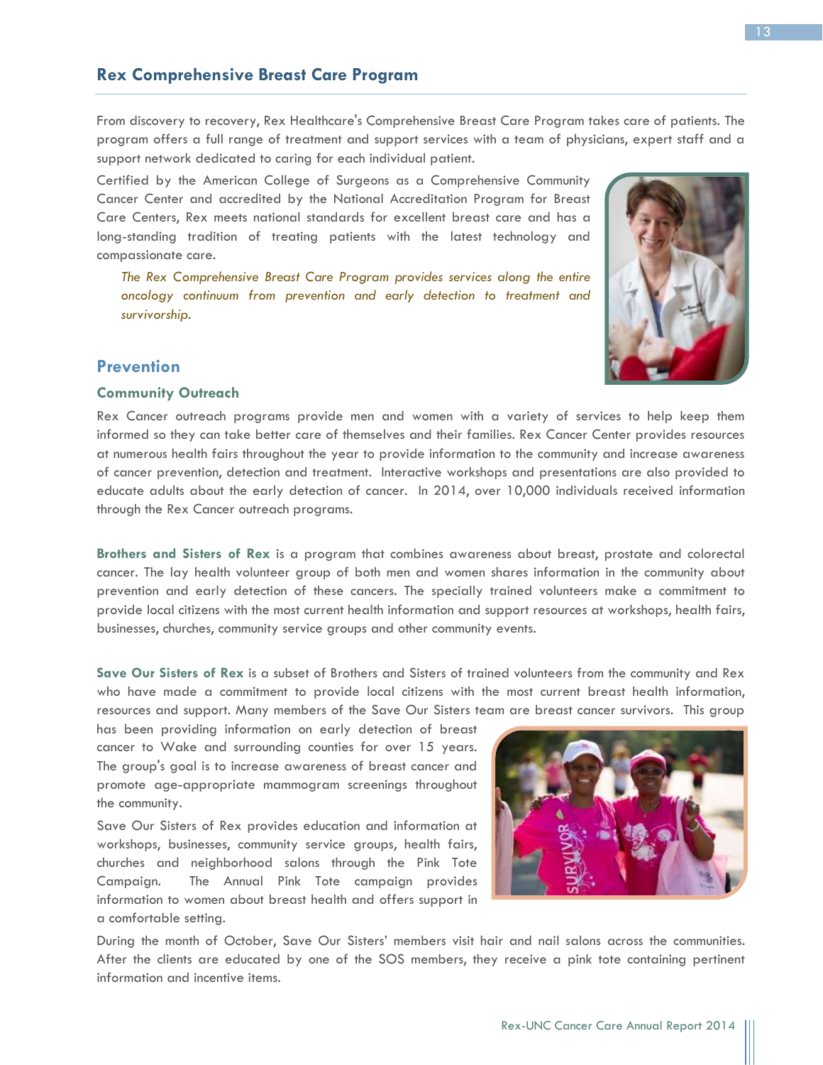## Rex Comprehensive Breast Care Program

From discovery to recovery, Rex Healthcare's Comprehensive Breast Care Program takes care of patients. The program offers a full range of treatment and support services with a team of physicians, expert staff and a support network dedicated to caring for each individual patient.

Certified by the American College of Surgeons as a Comprehensive Community Cancer Center and accredited by the National Accreditation Program for Breast Care Centers, Rex meets national standards for excellent breast care and has a long-standing tradition of treating patients with the latest technology and compassionate care.

*The Rex Comprehensive Breast Care Program provides services along the entire oncology continuum from prevention and early detection to treatment and survivorship.*

## Prevention

### Community Outreach

Rex Cancer outreach programs provide men and women with a variety of services to help keep them informed so they can take better care of themselves and their families. Rex Cancer Center provides resources at numerous health fairs throughout the year to provide information to the community and increase awareness of cancer prevention, detection and treatment. Interactive workshops and presentations are also provided to educate adults about the early detection of cancer. In 2014, over 10,000 individuals received information through the Rex Cancer outreach programs.

**Brothers and Sisters of Rex** is a program that combines awareness about breast, prostate and colorectal cancer. The lay health volunteer group of both men and women shares information in the community about prevention and early detection of these cancers. The specially trained volunteers make a commitment to provide local citizens with the most current health information and support resources at workshops, health fairs, businesses, churches, community service groups and other community events.

**Save Our Sisters of Rex** is a subset of Brothers and Sisters of trained volunteers from the community and Rex who have made a commitment to provide local citizens with the most current breast health information, resources and support. Many members of the Save Our Sisters team are breast cancer survivors. This group has been providing information on early detection of breast cancer to Wake and surrounding counties for over 15 years. The group's goal is to increase awareness of breast cancer and promote age-appropriate mammogram screenings throughout the community.

Save Our Sisters of Rex provides education and information at workshops, businesses, community service groups, health fairs, churches and neighborhood salons through the Pink Tote Campaign. The Annual Pink Tote campaign provides information to women about breast health and offers support in a comfortable setting.

During the month of October, Save Our Sisters' members visit hair and nail salons across the communities. After the clients are educated by one of the SOS members, they receive a pink tote containing pertinent information and incentive items.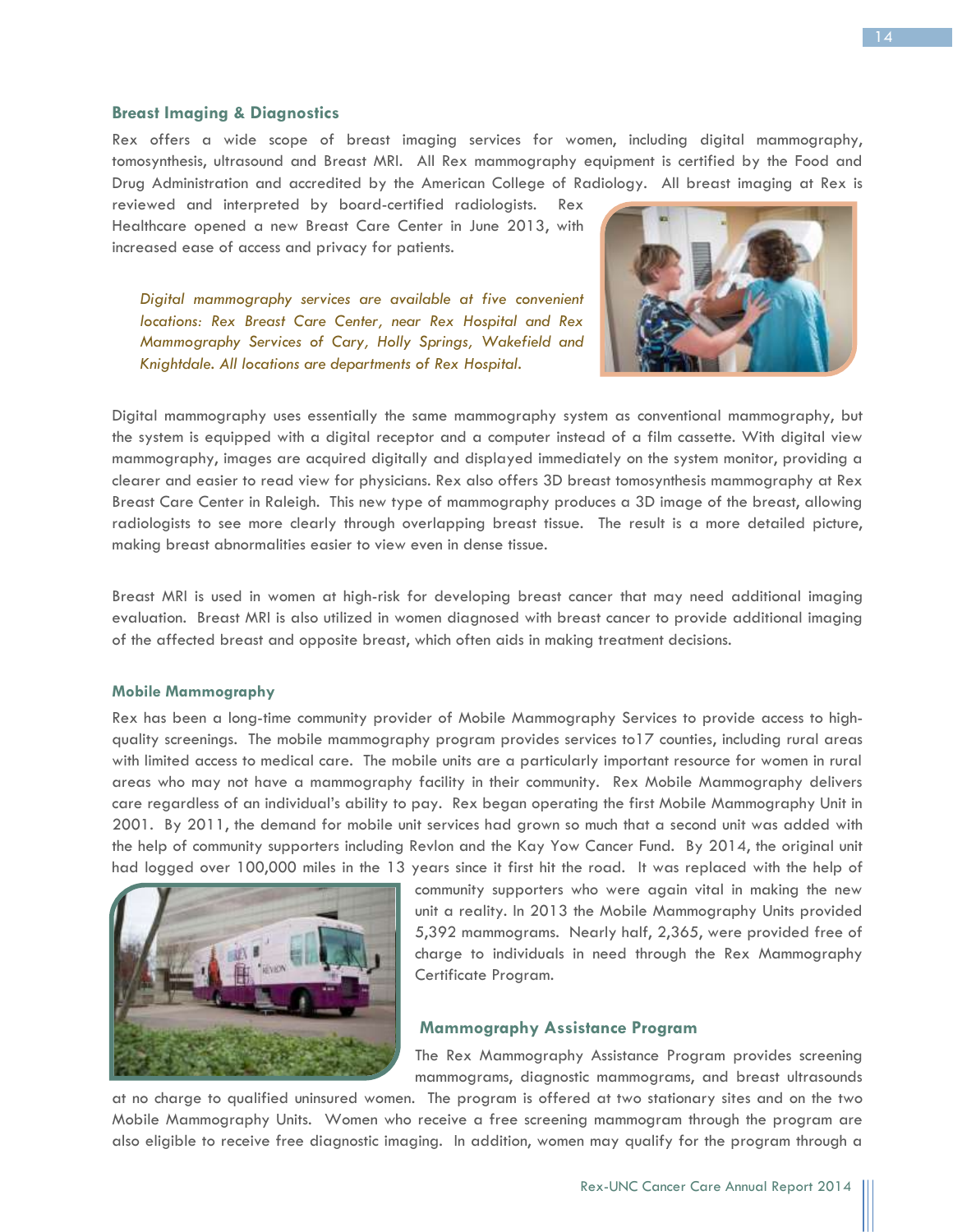## Breast Imaging & Diagnostics

Rex offers a wide scope of breast imaging services for women, including digital mammography, tomosynthesis, ultrasound and Breast MRI. All Rex mammography equipment is certified by the Food and Drug Administration and accredited by the American College of Radiology. All breast imaging at Rex is reviewed and interpreted by board-certified radiologists. Rex Healthcare opened a new Breast Care Center in June 2013, with increased ease of access and privacy for patients.

*Digital mammography services are available at five convenient locations: Rex Breast Care Center, near Rex Hospital and Rex Mammography Services of Cary, Holly Springs, Wakefield and Knightdale. All locations are departments of Rex Hospital.*

Digital mammography uses essentially the same mammography system as conventional mammography, but the system is equipped with a digital receptor and a computer instead of a film cassette. With digital view mammography, images are acquired digitally and displayed immediately on the system monitor, providing a clearer and easier to read view for physicians. Rex also offers 3D breast tomosynthesis mammography at Rex Breast Care Center in Raleigh. This new type of mammography produces a 3D image of the breast, allowing radiologists to see more clearly through overlapping breast tissue. The result is a more detailed picture, making breast abnormalities easier to view even in dense tissue.

Breast MRI is used in women at high-risk for developing breast cancer that may need additional imaging evaluation. Breast MRI is also utilized in women diagnosed with breast cancer to provide additional imaging of the affected breast and opposite breast, which often aids in making treatment decisions.

## Mobile Mammography

Rex has been a long-time community provider of Mobile Mammography Services to provide access to high-quality screenings. The mobile mammography program provides services to17 counties, including rural areas with limited access to medical care. The mobile units are a particularly important resource for women in rural areas who may not have a mammography facility in their community. Rex Mobile Mammography delivers care regardless of an individual's ability to pay. Rex began operating the first Mobile Mammography Unit in 2001. By 2011, the demand for mobile unit services had grown so much that a second unit was added with the help of community supporters including Revlon and the Kay Yow Cancer Fund. By 2014, the original unit had logged over 100,000 miles in the 13 years since it first hit the road. It was replaced with the help of community supporters who were again vital in making the new unit a reality. In 2013 the Mobile Mammography Units provided 5,392 mammograms. Nearly half, 2,365, were provided free of charge to individuals in need through the Rex Mammography Certificate Program.

## Mammography Assistance Program

The Rex Mammography Assistance Program provides screening mammograms, diagnostic mammograms, and breast ultrasounds at no charge to qualified uninsured women. The program is offered at two stationary sites and on the two Mobile Mammography Units. Women who receive a free screening mammogram through the program are also eligible to receive free diagnostic imaging. In addition, women may qualify for the program through a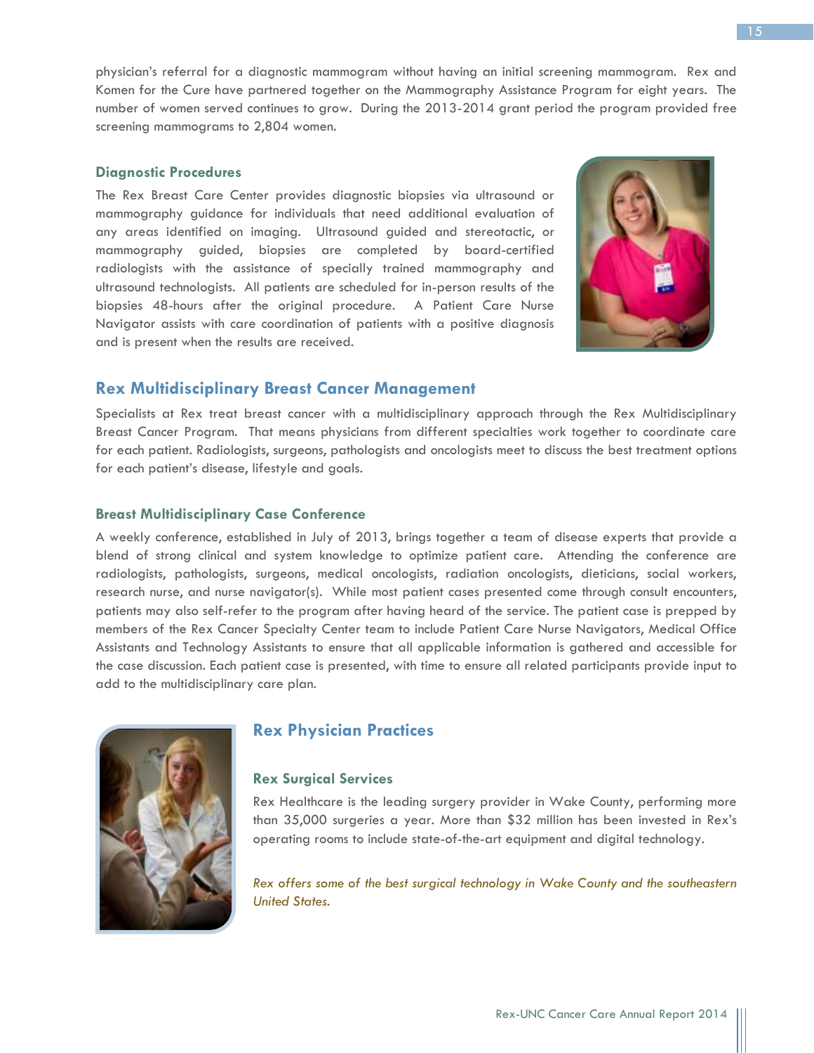physician's referral for a diagnostic mammogram without having an initial screening mammogram. Rex and Komen for the Cure have partnered together on the Mammography Assistance Program for eight years. The number of women served continues to grow. During the 2013-2014 grant period the program provided free screening mammograms to 2,804 women.

### Diagnostic Procedures

The Rex Breast Care Center provides diagnostic biopsies via ultrasound or mammography guidance for individuals that need additional evaluation of any areas identified on imaging. Ultrasound guided and stereotactic, or mammography guided, biopsies are completed by board-certified radiologists with the assistance of specially trained mammography and ultrasound technologists. All patients are scheduled for in-person results of the biopsies 48-hours after the original procedure. A Patient Care Nurse Navigator assists with care coordination of patients with a positive diagnosis and is present when the results are received.

## Rex Multidisciplinary Breast Cancer Management

Specialists at Rex treat breast cancer with a multidisciplinary approach through the Rex Multidisciplinary Breast Cancer Program. That means physicians from different specialties work together to coordinate care for each patient. Radiologists, surgeons, pathologists and oncologists meet to discuss the best treatment options for each patient's disease, lifestyle and goals.

### Breast Multidisciplinary Case Conference

A weekly conference, established in July of 2013, brings together a team of disease experts that provide a blend of strong clinical and system knowledge to optimize patient care. Attending the conference are radiologists, pathologists, surgeons, medical oncologists, radiation oncologists, dieticians, social workers, research nurse, and nurse navigator(s). While most patient cases presented come through consult encounters, patients may also self-refer to the program after having heard of the service. The patient case is prepped by members of the Rex Cancer Specialty Center team to include Patient Care Nurse Navigators, Medical Office Assistants and Technology Assistants to ensure that all applicable information is gathered and accessible for the case discussion. Each patient case is presented, with time to ensure all related participants provide input to add to the multidisciplinary care plan.

## Rex Physician Practices

### Rex Surgical Services

Rex Healthcare is the leading surgery provider in Wake County, performing more than 35,000 surgeries a year. More than $32 million has been invested in Rex's operating rooms to include state-of-the-art equipment and digital technology.

*Rex offers some of the best surgical technology in Wake County and the southeastern United States.*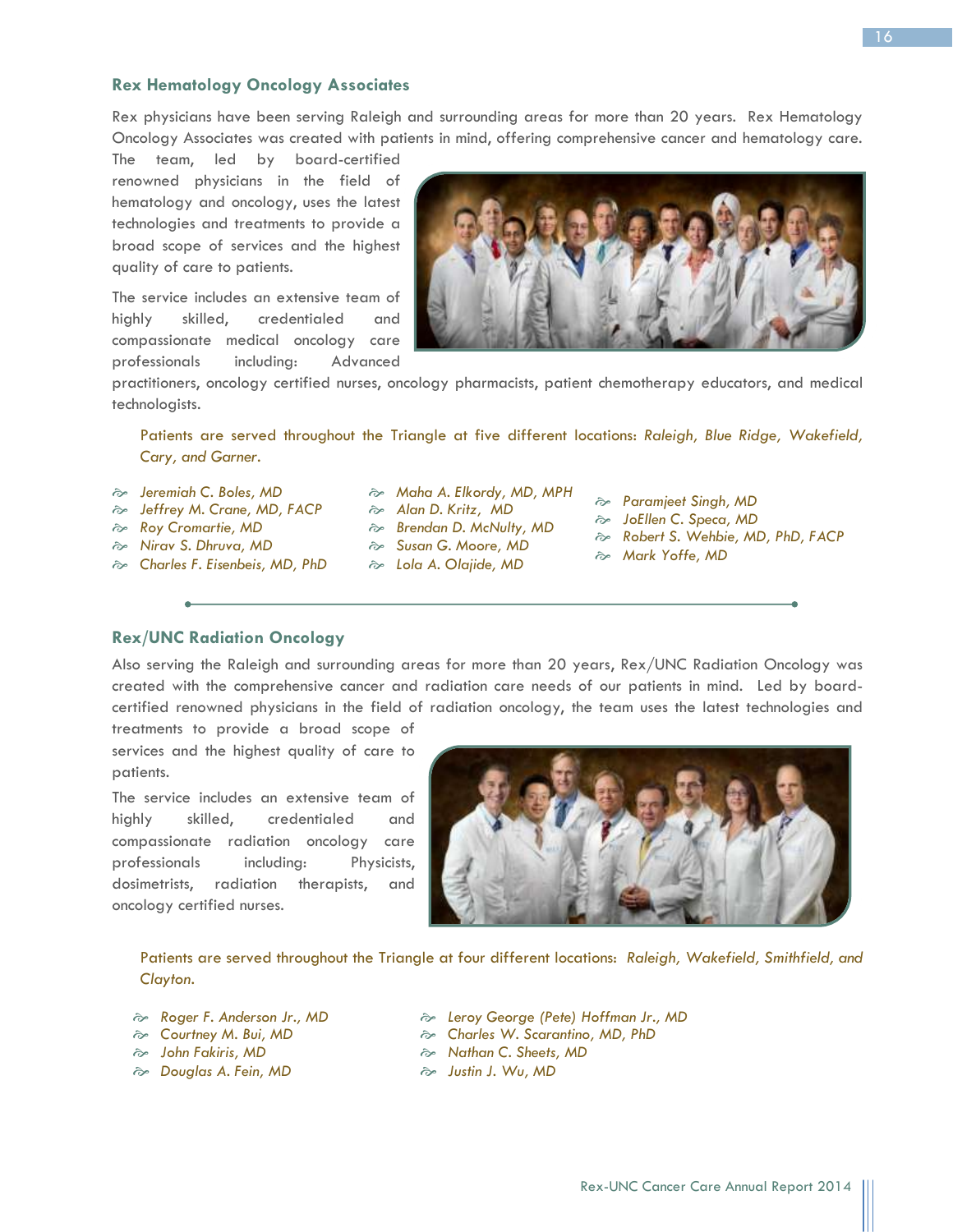## Rex Hematology Oncology Associates

Rex physicians have been serving Raleigh and surrounding areas for more than 20 years. Rex Hematology Oncology Associates was created with patients in mind, offering comprehensive cancer and hematology care. The team, led by board-certified renowned physicians in the field of hematology and oncology, uses the latest technologies and treatments to provide a broad scope of services and the highest quality of care to patients.

The service includes an extensive team of highly skilled, credentialed and compassionate medical oncology care professionals including: Advanced practitioners, oncology certified nurses, oncology pharmacists, patient chemotherapy educators, and medical technologists.

Patients are served throughout the Triangle at five different locations: *Raleigh, Blue Ridge, Wakefield, Cary, and Garner.*

- *Jeremiah C. Boles, MD*
- *Jeffrey M. Crane, MD, FACP*
- *Roy Cromartie, MD*
- *Nirav S. Dhruva, MD*
- *Charles F. Eisenbeis, MD, PhD*
- *Maha A. Elkordy, MD, MPH*
- *Alan D. Kritz, MD*
- *Brendan D. McNulty, MD*
- *Susan G. Moore, MD*
- *Lola A. Olajide, MD*
- *Paramjeet Singh, MD*
- *JoEllen C. Speca, MD*
- *Robert S. Wehbie, MD, PhD, FACP*
- *Mark Yoffe, MD*

## Rex/UNC Radiation Oncology

Also serving the Raleigh and surrounding areas for more than 20 years, Rex/UNC Radiation Oncology was created with the comprehensive cancer and radiation care needs of our patients in mind. Led by board-certified renowned physicians in the field of radiation oncology, the team uses the latest technologies and treatments to provide a broad scope of services and the highest quality of care to patients.

The service includes an extensive team of highly skilled, credentialed and compassionate radiation oncology care professionals including: Physicists, dosimetrists, radiation therapists, and oncology certified nurses.

Patients are served throughout the Triangle at four different locations: *Raleigh, Wakefield, Smithfield, and Clayton.*

- *Roger F. Anderson Jr., MD*
- *Courtney M. Bui, MD*
- *John Fakiris, MD*
- *Douglas A. Fein, MD*
- *Leroy George (Pete) Hoffman Jr., MD*
- *Charles W. Scarantino, MD, PhD*
- *Nathan C. Sheets, MD*
- *Justin J. Wu, MD*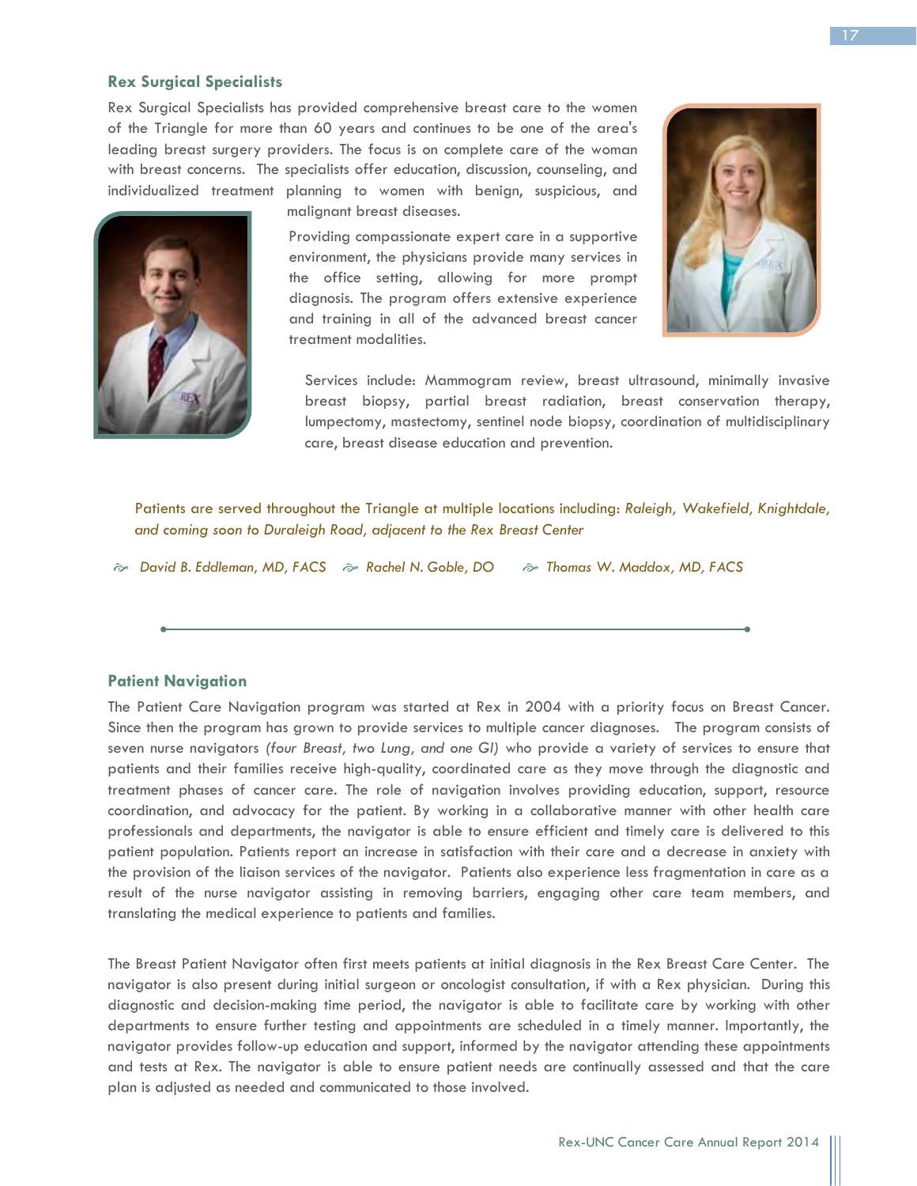## Rex Surgical Specialists

Rex Surgical Specialists has provided comprehensive breast care to the women of the Triangle for more than 60 years and continues to be one of the area's leading breast surgery providers. The focus is on complete care of the woman with breast concerns. The specialists offer education, discussion, counseling, and individualized treatment planning to women with benign, suspicious, and malignant breast diseases.

Providing compassionate expert care in a supportive environment, the physicians provide many services in the office setting, allowing for more prompt diagnosis. The program offers extensive experience and training in all of the advanced breast cancer treatment modalities.

Services include: Mammogram review, breast ultrasound, minimally invasive breast biopsy, partial breast radiation, breast conservation therapy, lumpectomy, mastectomy, sentinel node biopsy, coordination of multidisciplinary care, breast disease education and prevention.

Patients are served throughout the Triangle at multiple locations including: *Raleigh, Wakefield, Knightdale, and coming soon to Duraleigh Road, adjacent to the Rex Breast Center*

- *David B. Eddleman, MD, FACS*
- *Rachel N. Goble, DO*
- *Thomas W. Maddox, MD, FACS*

## Patient Navigation

The Patient Care Navigation program was started at Rex in 2004 with a priority focus on Breast Cancer. Since then the program has grown to provide services to multiple cancer diagnoses. The program consists of seven nurse navigators *(four Breast, two Lung, and one GI)* who provide a variety of services to ensure that patients and their families receive high-quality, coordinated care as they move through the diagnostic and treatment phases of cancer care. The role of navigation involves providing education, support, resource coordination, and advocacy for the patient. By working in a collaborative manner with other health care professionals and departments, the navigator is able to ensure efficient and timely care is delivered to this patient population. Patients report an increase in satisfaction with their care and a decrease in anxiety with the provision of the liaison services of the navigator. Patients also experience less fragmentation in care as a result of the nurse navigator assisting in removing barriers, engaging other care team members, and translating the medical experience to patients and families.

The Breast Patient Navigator often first meets patients at initial diagnosis in the Rex Breast Care Center. The navigator is also present during initial surgeon or oncologist consultation, if with a Rex physician. During this diagnostic and decision-making time period, the navigator is able to facilitate care by working with other departments to ensure further testing and appointments are scheduled in a timely manner. Importantly, the navigator provides follow-up education and support, informed by the navigator attending these appointments and tests at Rex. The navigator is able to ensure patient needs are continually assessed and that the care plan is adjusted as needed and communicated to those involved.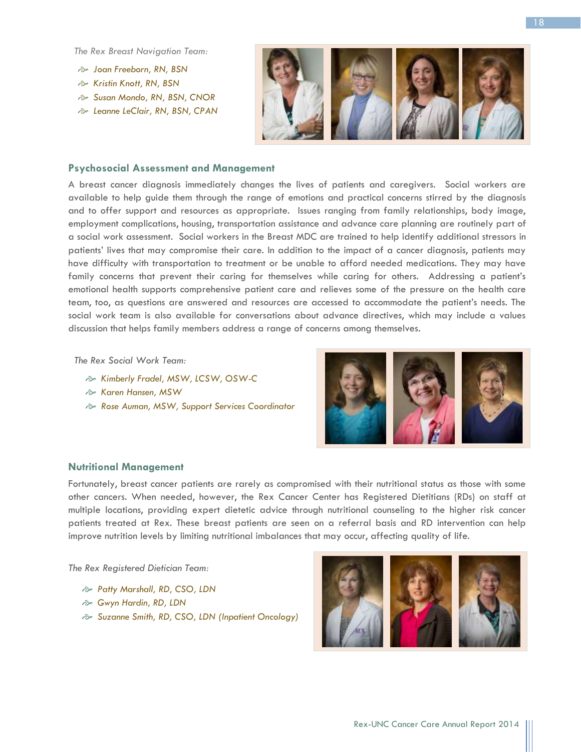*The Rex Breast Navigation Team:*

- *Joan Freeborn, RN, BSN*
- *Kristin Knott, RN, BSN*
- *Susan Mondo, RN, BSN, CNOR*
- *Leanne LeClair, RN, BSN, CPAN*

## Psychosocial Assessment and Management

A breast cancer diagnosis immediately changes the lives of patients and caregivers. Social workers are available to help guide them through the range of emotions and practical concerns stirred by the diagnosis and to offer support and resources as appropriate. Issues ranging from family relationships, body image, employment complications, housing, transportation assistance and advance care planning are routinely part of a social work assessment. Social workers in the Breast MDC are trained to help identify additional stressors in patients' lives that may compromise their care. In addition to the impact of a cancer diagnosis, patients may have difficulty with transportation to treatment or be unable to afford needed medications. They may have family concerns that prevent their caring for themselves while caring for others. Addressing a patient's emotional health supports comprehensive patient care and relieves some of the pressure on the health care team, too, as questions are answered and resources are accessed to accommodate the patient's needs. The social work team is also available for conversations about advance directives, which may include a values discussion that helps family members address a range of concerns among themselves.

*The Rex Social Work Team:*

- *Kimberly Fradel, MSW, LCSW, OSW-C*
- *Karen Hansen, MSW*
- *Rose Auman, MSW, Support Services Coordinator*

## Nutritional Management

Fortunately, breast cancer patients are rarely as compromised with their nutritional status as those with some other cancers. When needed, however, the Rex Cancer Center has Registered Dietitians (RDs) on staff at multiple locations, providing expert dietetic advice through nutritional counseling to the higher risk cancer patients treated at Rex. These breast patients are seen on a referral basis and RD intervention can help improve nutrition levels by limiting nutritional imbalances that may occur, affecting quality of life.

*The Rex Registered Dietician Team:*

- *Patty Marshall, RD, CSO, LDN*
- *Gwyn Hardin, RD, LDN*
- *Suzanne Smith, RD, CSO, LDN (Inpatient Oncology)*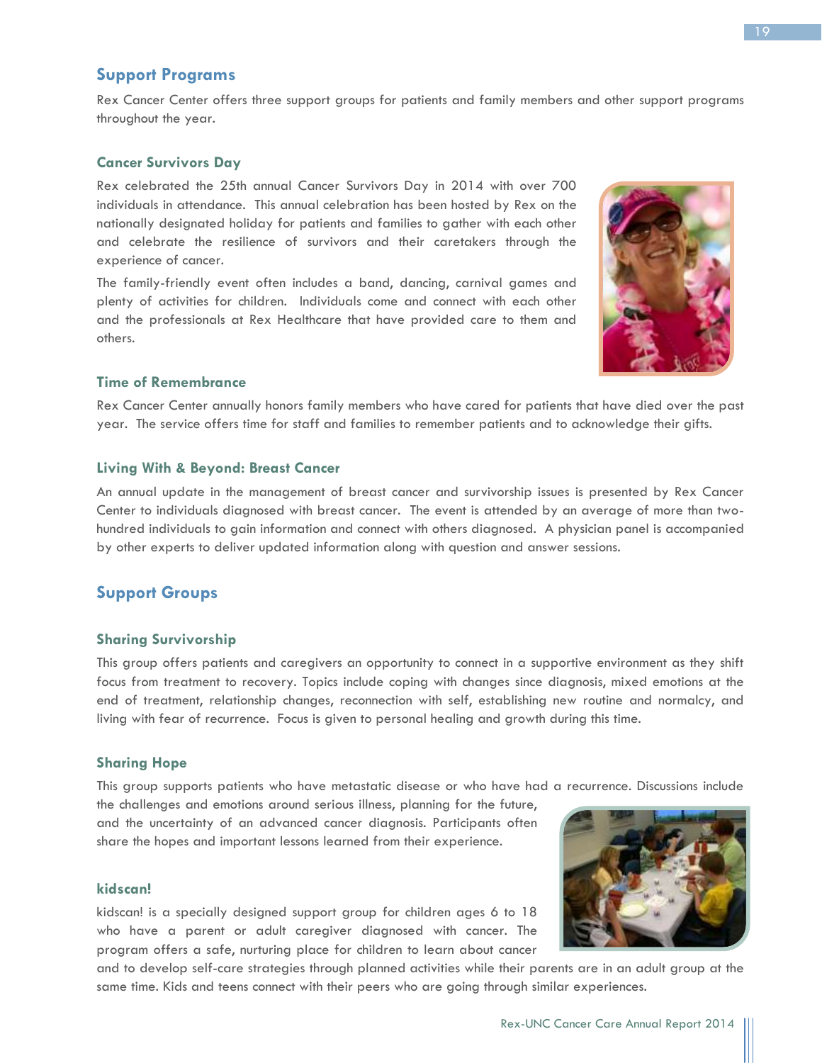## Support Programs

Rex Cancer Center offers three support groups for patients and family members and other support programs throughout the year.

### Cancer Survivors Day

Rex celebrated the 25th annual Cancer Survivors Day in 2014 with over 700 individuals in attendance. This annual celebration has been hosted by Rex on the nationally designated holiday for patients and families to gather with each other and celebrate the resilience of survivors and their caretakers through the experience of cancer.

The family-friendly event often includes a band, dancing, carnival games and plenty of activities for children. Individuals come and connect with each other and the professionals at Rex Healthcare that have provided care to them and others.

### Time of Remembrance

Rex Cancer Center annually honors family members who have cared for patients that have died over the past year. The service offers time for staff and families to remember patients and to acknowledge their gifts.

### Living With & Beyond: Breast Cancer

An annual update in the management of breast cancer and survivorship issues is presented by Rex Cancer Center to individuals diagnosed with breast cancer. The event is attended by an average of more than two-hundred individuals to gain information and connect with others diagnosed. A physician panel is accompanied by other experts to deliver updated information along with question and answer sessions.

## Support Groups

### Sharing Survivorship

This group offers patients and caregivers an opportunity to connect in a supportive environment as they shift focus from treatment to recovery. Topics include coping with changes since diagnosis, mixed emotions at the end of treatment, relationship changes, reconnection with self, establishing new routine and normalcy, and living with fear of recurrence. Focus is given to personal healing and growth during this time.

### Sharing Hope

This group supports patients who have metastatic disease or who have had a recurrence. Discussions include the challenges and emotions around serious illness, planning for the future, and the uncertainty of an advanced cancer diagnosis. Participants often share the hopes and important lessons learned from their experience.

### kidscan!

kidscan! is a specially designed support group for children ages 6 to 18 who have a parent or adult caregiver diagnosed with cancer. The program offers a safe, nurturing place for children to learn about cancer and to develop self-care strategies through planned activities while their parents are in an adult group at the same time. Kids and teens connect with their peers who are going through similar experiences.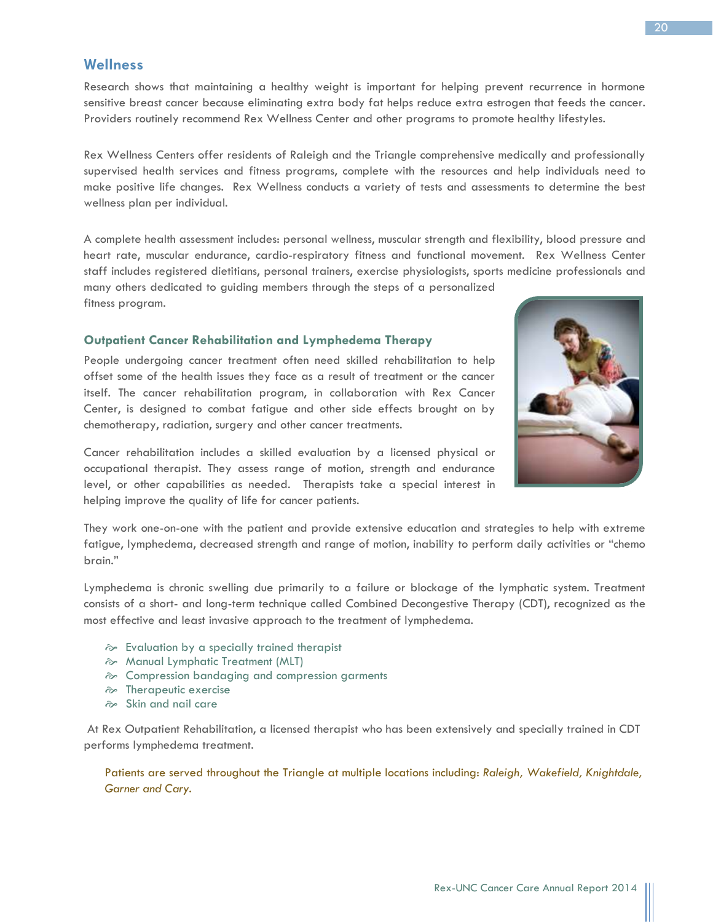## Wellness

Research shows that maintaining a healthy weight is important for helping prevent recurrence in hormone sensitive breast cancer because eliminating extra body fat helps reduce extra estrogen that feeds the cancer. Providers routinely recommend Rex Wellness Center and other programs to promote healthy lifestyles.

Rex Wellness Centers offer residents of Raleigh and the Triangle comprehensive medically and professionally supervised health services and fitness programs, complete with the resources and help individuals need to make positive life changes. Rex Wellness conducts a variety of tests and assessments to determine the best wellness plan per individual.

A complete health assessment includes: personal wellness, muscular strength and flexibility, blood pressure and heart rate, muscular endurance, cardio-respiratory fitness and functional movement. Rex Wellness Center staff includes registered dietitians, personal trainers, exercise physiologists, sports medicine professionals and many others dedicated to guiding members through the steps of a personalized fitness program.

### Outpatient Cancer Rehabilitation and Lymphedema Therapy

People undergoing cancer treatment often need skilled rehabilitation to help offset some of the health issues they face as a result of treatment or the cancer itself. The cancer rehabilitation program, in collaboration with Rex Cancer Center, is designed to combat fatigue and other side effects brought on by chemotherapy, radiation, surgery and other cancer treatments.

Cancer rehabilitation includes a skilled evaluation by a licensed physical or occupational therapist. They assess range of motion, strength and endurance level, or other capabilities as needed. Therapists take a special interest in helping improve the quality of life for cancer patients.

They work one-on-one with the patient and provide extensive education and strategies to help with extreme fatigue, lymphedema, decreased strength and range of motion, inability to perform daily activities or "chemo brain."

Lymphedema is chronic swelling due primarily to a failure or blockage of the lymphatic system. Treatment consists of a short- and long-term technique called Combined Decongestive Therapy (CDT), recognized as the most effective and least invasive approach to the treatment of lymphedema.

- Evaluation by a specially trained therapist
- Manual Lymphatic Treatment (MLT)
- Compression bandaging and compression garments
- Therapeutic exercise
- Skin and nail care

At Rex Outpatient Rehabilitation, a licensed therapist who has been extensively and specially trained in CDT performs lymphedema treatment.

Patients are served throughout the Triangle at multiple locations including: *Raleigh, Wakefield, Knightdale, Garner and Cary.*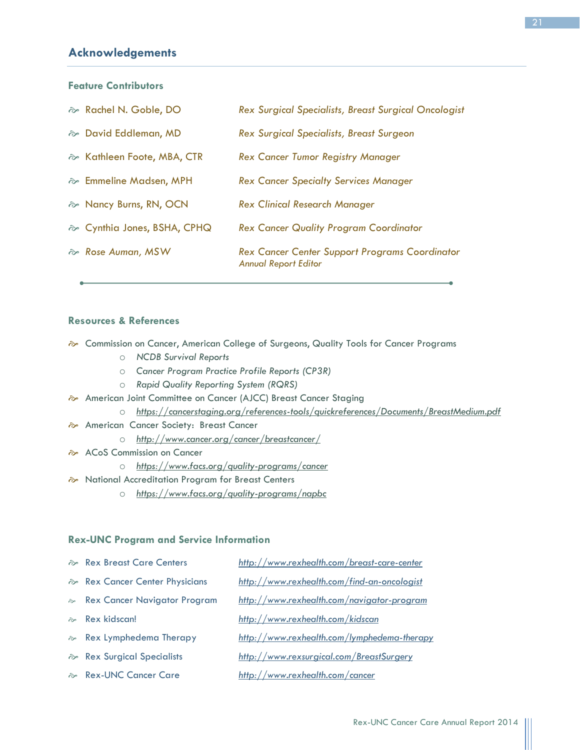## Acknowledgements

### Feature Contributors

| | |
|---|---|
| Rachel N. Goble, DO | *Rex Surgical Specialists, Breast Surgical Oncologist* |
| David Eddleman, MD | *Rex Surgical Specialists, Breast Surgeon* |
| Kathleen Foote, MBA, CTR | *Rex Cancer Tumor Registry Manager* |
| Emmeline Madsen, MPH | *Rex Cancer Specialty Services Manager* |
| Nancy Burns, RN, OCN | *Rex Clinical Research Manager* |
| Cynthia Jones, BSHA, CPHQ | *Rex Cancer Quality Program Coordinator* |
| *Rose Auman, MSW* | *Rex Cancer Center Support Programs Coordinator*<br>*Annual Report Editor* |

### Resources & References

- Commission on Cancer, American College of Surgeons, Quality Tools for Cancer Programs
  - *NCDB Survival Reports*
  - *Cancer Program Practice Profile Reports (CP3R)*
  - *Rapid Quality Reporting System (RQRS)*
- American Joint Committee on Cancer (AJCC) Breast Cancer Staging
  - *https://cancerstaging.org/references-tools/quickreferences/Documents/BreastMedium.pdf*
- American Cancer Society: Breast Cancer
  - *http://www.cancer.org/cancer/breastcancer/*
- ACoS Commission on Cancer
  - *https://www.facs.org/quality-programs/cancer*
- National Accreditation Program for Breast Centers
  - *https://www.facs.org/quality-programs/napbc*

### Rex-UNC Program and Service Information

| | |
|---|---|
| Rex Breast Care Centers | *http://www.rexhealth.com/breast-care-center* |
| Rex Cancer Center Physicians | *http://www.rexhealth.com/find-an-oncologist* |
| Rex Cancer Navigator Program | *http://www.rexhealth.com/navigator-program* |
| Rex kidscan! | *http://www.rexhealth.com/kidscan* |
| Rex Lymphedema Therapy | *http://www.rexhealth.com/lymphedema-therapy* |
| Rex Surgical Specialists | *http://www.rexsurgical.com/BreastSurgery* |
| Rex-UNC Cancer Care | *http://www.rexhealth.com/cancer* |